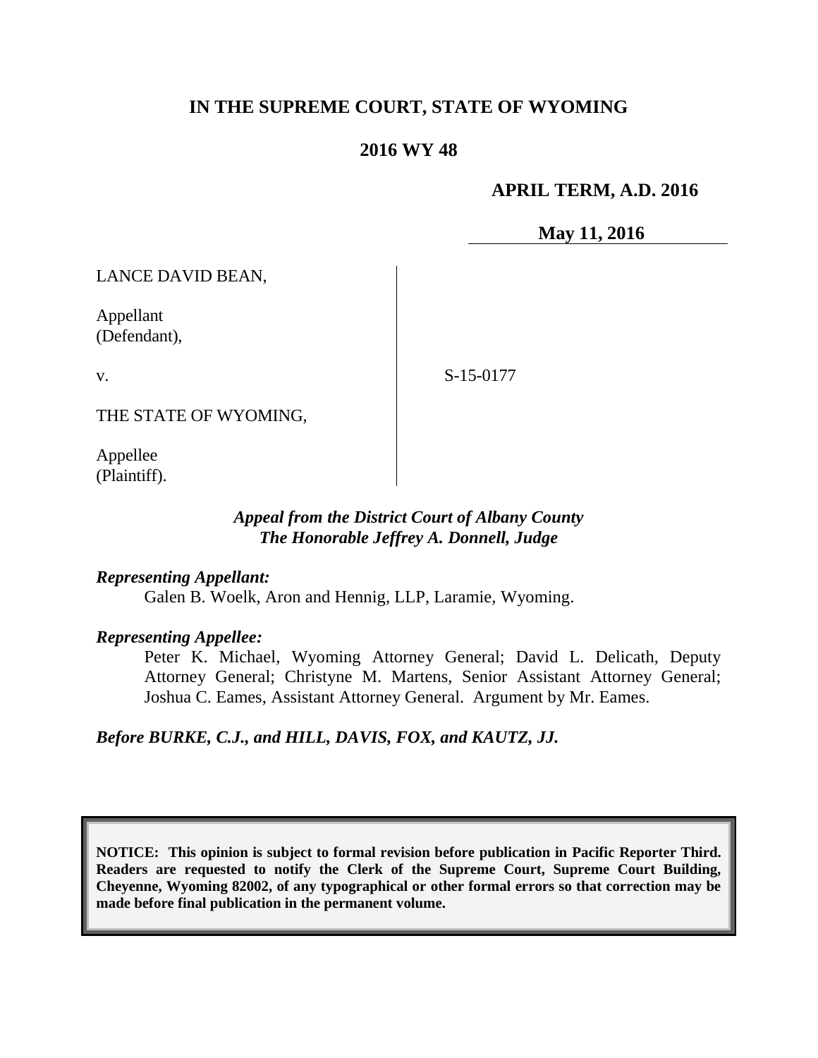# IN THE SUPREME COURT, STATE OF WYOMING

## 2016 WY 48

**APRIL TERM, A.D. 2016**

**May 11, 2016**

LANCE DAVID BEAN,

Appellant
(Defendant),

v.

THE STATE OF WYOMING,

Appellee
(Plaintiff).

S-15-0177

*Appeal from the District Court of Albany County*
*The Honorable Jeffrey A. Donnell, Judge*

***Representing Appellant:***

Galen B. Woelk, Aron and Hennig, LLP, Laramie, Wyoming.

***Representing Appellee:***

Peter K. Michael, Wyoming Attorney General; David L. Delicath, Deputy Attorney General; Christyne M. Martens, Senior Assistant Attorney General; Joshua C. Eames, Assistant Attorney General. Argument by Mr. Eames.

***Before BURKE, C.J., and HILL, DAVIS, FOX, and KAUTZ, JJ.***

**NOTICE: This opinion is subject to formal revision before publication in Pacific Reporter Third. Readers are requested to notify the Clerk of the Supreme Court, Supreme Court Building, Cheyenne, Wyoming 82002, of any typographical or other formal errors so that correction may be made before final publication in the permanent volume.**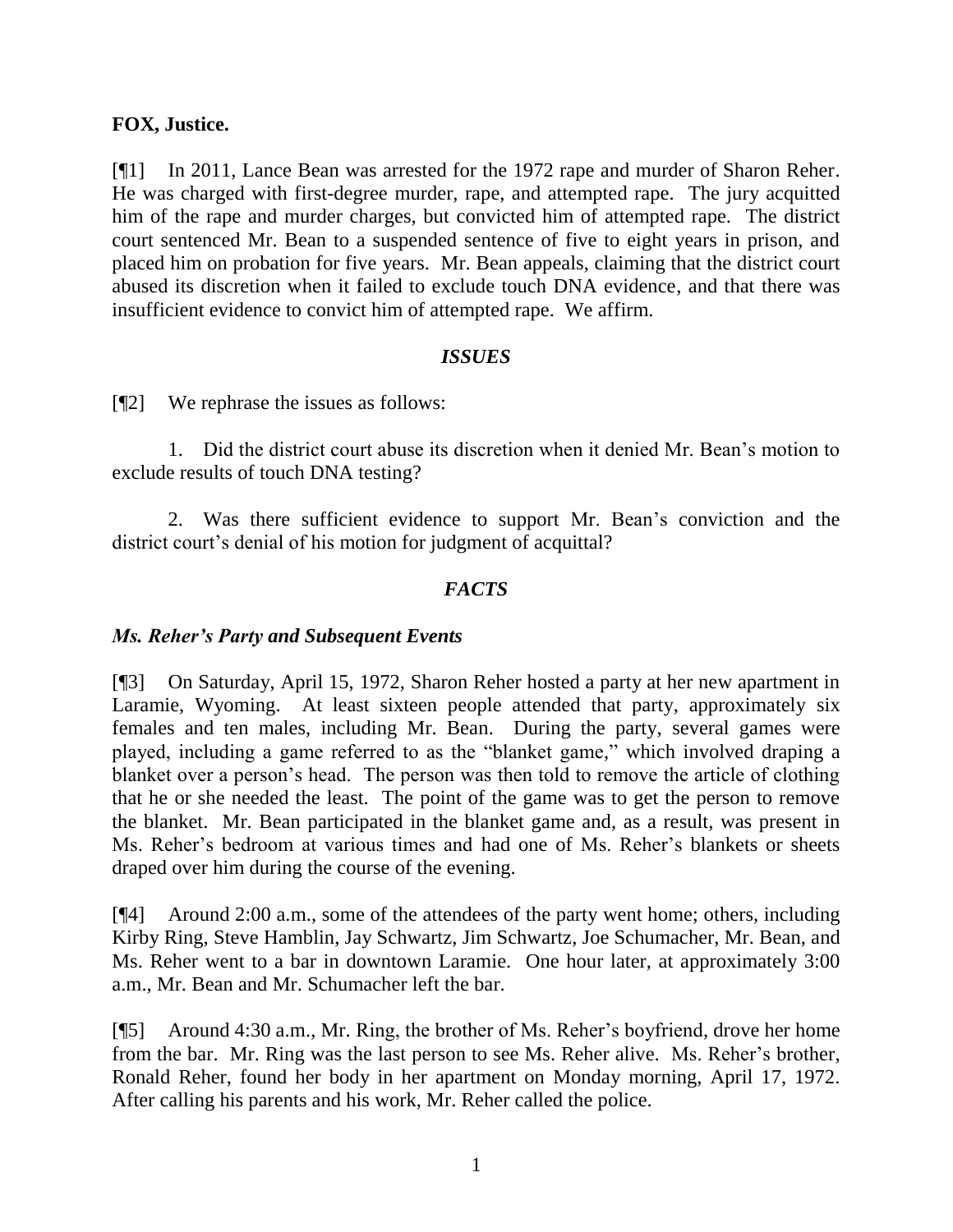**FOX, Justice.**

[¶1] In 2011, Lance Bean was arrested for the 1972 rape and murder of Sharon Reher. He was charged with first-degree murder, rape, and attempted rape. The jury acquitted him of the rape and murder charges, but convicted him of attempted rape. The district court sentenced Mr. Bean to a suspended sentence of five to eight years in prison, and placed him on probation for five years. Mr. Bean appeals, claiming that the district court abused its discretion when it failed to exclude touch DNA evidence, and that there was insufficient evidence to convict him of attempted rape. We affirm.

### *ISSUES*

[¶2] We rephrase the issues as follows:

1. Did the district court abuse its discretion when it denied Mr. Bean's motion to exclude results of touch DNA testing?

2. Was there sufficient evidence to support Mr. Bean's conviction and the district court's denial of his motion for judgment of acquittal?

### *FACTS*

#### *Ms. Reher's Party and Subsequent Events*

[¶3] On Saturday, April 15, 1972, Sharon Reher hosted a party at her new apartment in Laramie, Wyoming. At least sixteen people attended that party, approximately six females and ten males, including Mr. Bean. During the party, several games were played, including a game referred to as the "blanket game," which involved draping a blanket over a person's head. The person was then told to remove the article of clothing that he or she needed the least. The point of the game was to get the person to remove the blanket. Mr. Bean participated in the blanket game and, as a result, was present in Ms. Reher's bedroom at various times and had one of Ms. Reher's blankets or sheets draped over him during the course of the evening.

[¶4] Around 2:00 a.m., some of the attendees of the party went home; others, including Kirby Ring, Steve Hamblin, Jay Schwartz, Jim Schwartz, Joe Schumacher, Mr. Bean, and Ms. Reher went to a bar in downtown Laramie. One hour later, at approximately 3:00 a.m., Mr. Bean and Mr. Schumacher left the bar.

[¶5] Around 4:30 a.m., Mr. Ring, the brother of Ms. Reher's boyfriend, drove her home from the bar. Mr. Ring was the last person to see Ms. Reher alive. Ms. Reher's brother, Ronald Reher, found her body in her apartment on Monday morning, April 17, 1972. After calling his parents and his work, Mr. Reher called the police.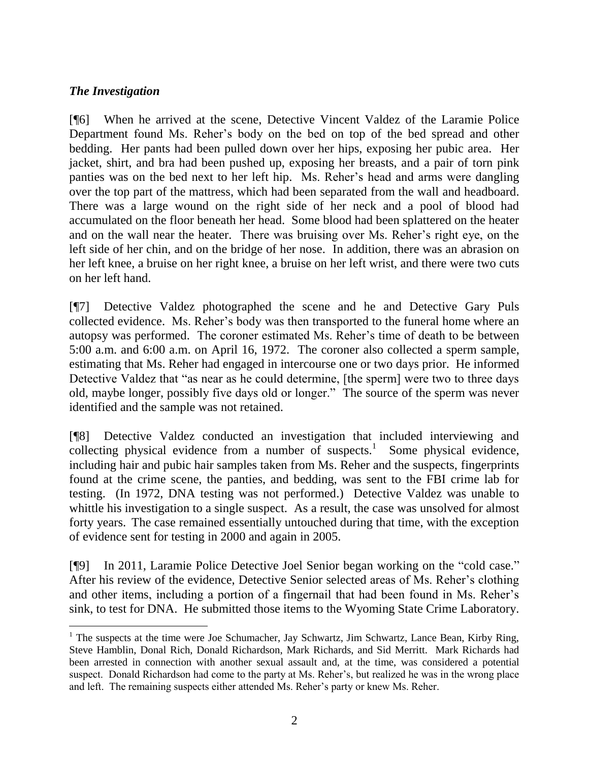### *The Investigation*

[¶6] When he arrived at the scene, Detective Vincent Valdez of the Laramie Police Department found Ms. Reher's body on the bed on top of the bed spread and other bedding. Her pants had been pulled down over her hips, exposing her pubic area. Her jacket, shirt, and bra had been pushed up, exposing her breasts, and a pair of torn pink panties was on the bed next to her left hip. Ms. Reher's head and arms were dangling over the top part of the mattress, which had been separated from the wall and headboard. There was a large wound on the right side of her neck and a pool of blood had accumulated on the floor beneath her head. Some blood had been splattered on the heater and on the wall near the heater. There was bruising over Ms. Reher's right eye, on the left side of her chin, and on the bridge of her nose. In addition, there was an abrasion on her left knee, a bruise on her right knee, a bruise on her left wrist, and there were two cuts on her left hand.

[¶7] Detective Valdez photographed the scene and he and Detective Gary Puls collected evidence. Ms. Reher's body was then transported to the funeral home where an autopsy was performed. The coroner estimated Ms. Reher's time of death to be between 5:00 a.m. and 6:00 a.m. on April 16, 1972. The coroner also collected a sperm sample, estimating that Ms. Reher had engaged in intercourse one or two days prior. He informed Detective Valdez that "as near as he could determine, [the sperm] were two to three days old, maybe longer, possibly five days old or longer." The source of the sperm was never identified and the sample was not retained.

[¶8] Detective Valdez conducted an investigation that included interviewing and collecting physical evidence from a number of suspects.[1] Some physical evidence, including hair and pubic hair samples taken from Ms. Reher and the suspects, fingerprints found at the crime scene, the panties, and bedding, was sent to the FBI crime lab for testing. (In 1972, DNA testing was not performed.) Detective Valdez was unable to whittle his investigation to a single suspect. As a result, the case was unsolved for almost forty years. The case remained essentially untouched during that time, with the exception of evidence sent for testing in 2000 and again in 2005.

[¶9] In 2011, Laramie Police Detective Joel Senior began working on the "cold case." After his review of the evidence, Detective Senior selected areas of Ms. Reher's clothing and other items, including a portion of a fingernail that had been found in Ms. Reher's sink, to test for DNA. He submitted those items to the Wyoming State Crime Laboratory.

---

[1] The suspects at the time were Joe Schumacher, Jay Schwartz, Jim Schwartz, Lance Bean, Kirby Ring, Steve Hamblin, Donal Rich, Donald Richardson, Mark Richards, and Sid Merritt. Mark Richards had been arrested in connection with another sexual assault and, at the time, was considered a potential suspect. Donald Richardson had come to the party at Ms. Reher's, but realized he was in the wrong place and left. The remaining suspects either attended Ms. Reher's party or knew Ms. Reher.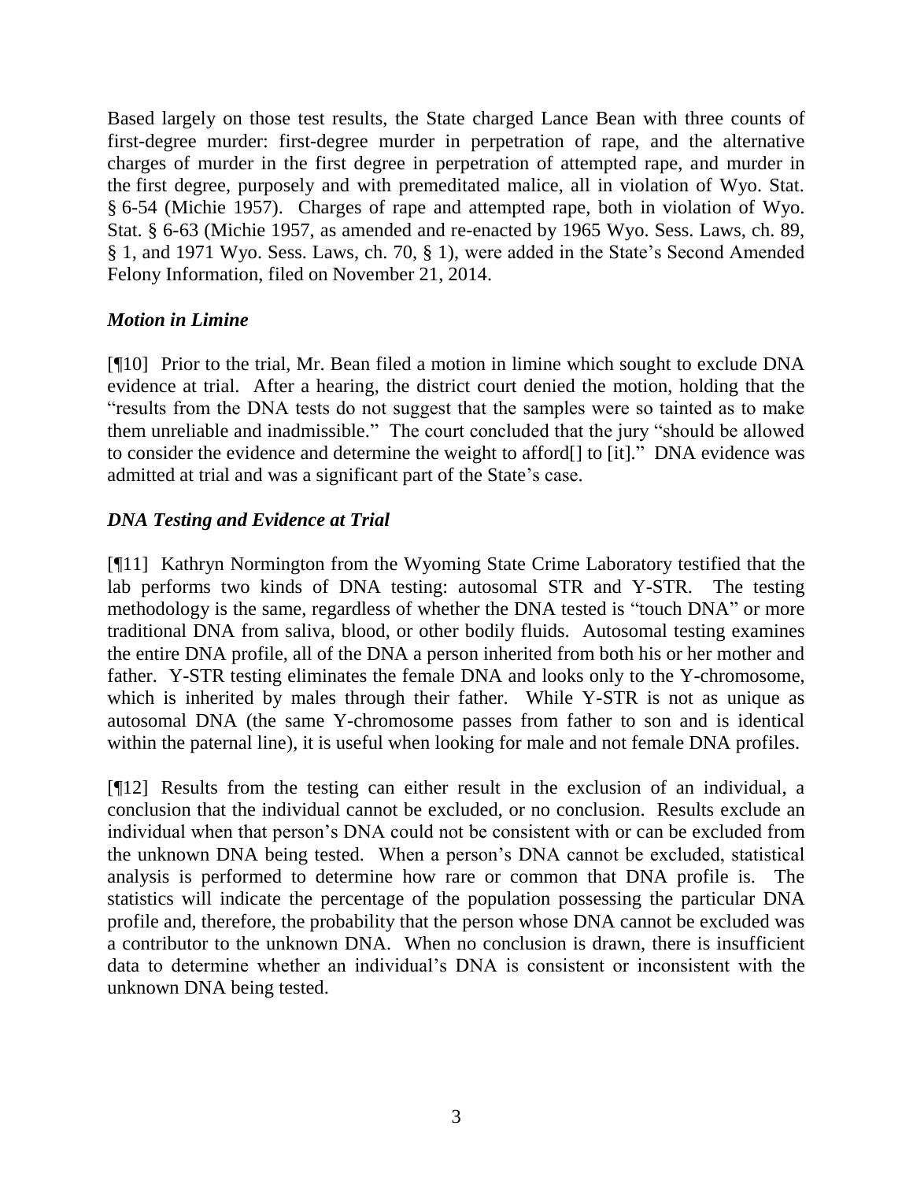Based largely on those test results, the State charged Lance Bean with three counts of first-degree murder: first-degree murder in perpetration of rape, and the alternative charges of murder in the first degree in perpetration of attempted rape, and murder in the first degree, purposely and with premeditated malice, all in violation of Wyo. Stat. § 6-54 (Michie 1957). Charges of rape and attempted rape, both in violation of Wyo. Stat. § 6-63 (Michie 1957, as amended and re-enacted by 1965 Wyo. Sess. Laws, ch. 89, § 1, and 1971 Wyo. Sess. Laws, ch. 70, § 1), were added in the State's Second Amended Felony Information, filed on November 21, 2014.

### *Motion in Limine*

[¶10] Prior to the trial, Mr. Bean filed a motion in limine which sought to exclude DNA evidence at trial. After a hearing, the district court denied the motion, holding that the "results from the DNA tests do not suggest that the samples were so tainted as to make them unreliable and inadmissible." The court concluded that the jury "should be allowed to consider the evidence and determine the weight to afford[] to [it]." DNA evidence was admitted at trial and was a significant part of the State's case.

### *DNA Testing and Evidence at Trial*

[¶11] Kathryn Normington from the Wyoming State Crime Laboratory testified that the lab performs two kinds of DNA testing: autosomal STR and Y-STR. The testing methodology is the same, regardless of whether the DNA tested is "touch DNA" or more traditional DNA from saliva, blood, or other bodily fluids. Autosomal testing examines the entire DNA profile, all of the DNA a person inherited from both his or her mother and father. Y-STR testing eliminates the female DNA and looks only to the Y-chromosome, which is inherited by males through their father. While Y-STR is not as unique as autosomal DNA (the same Y-chromosome passes from father to son and is identical within the paternal line), it is useful when looking for male and not female DNA profiles.

[¶12] Results from the testing can either result in the exclusion of an individual, a conclusion that the individual cannot be excluded, or no conclusion. Results exclude an individual when that person's DNA could not be consistent with or can be excluded from the unknown DNA being tested. When a person's DNA cannot be excluded, statistical analysis is performed to determine how rare or common that DNA profile is. The statistics will indicate the percentage of the population possessing the particular DNA profile and, therefore, the probability that the person whose DNA cannot be excluded was a contributor to the unknown DNA. When no conclusion is drawn, there is insufficient data to determine whether an individual's DNA is consistent or inconsistent with the unknown DNA being tested.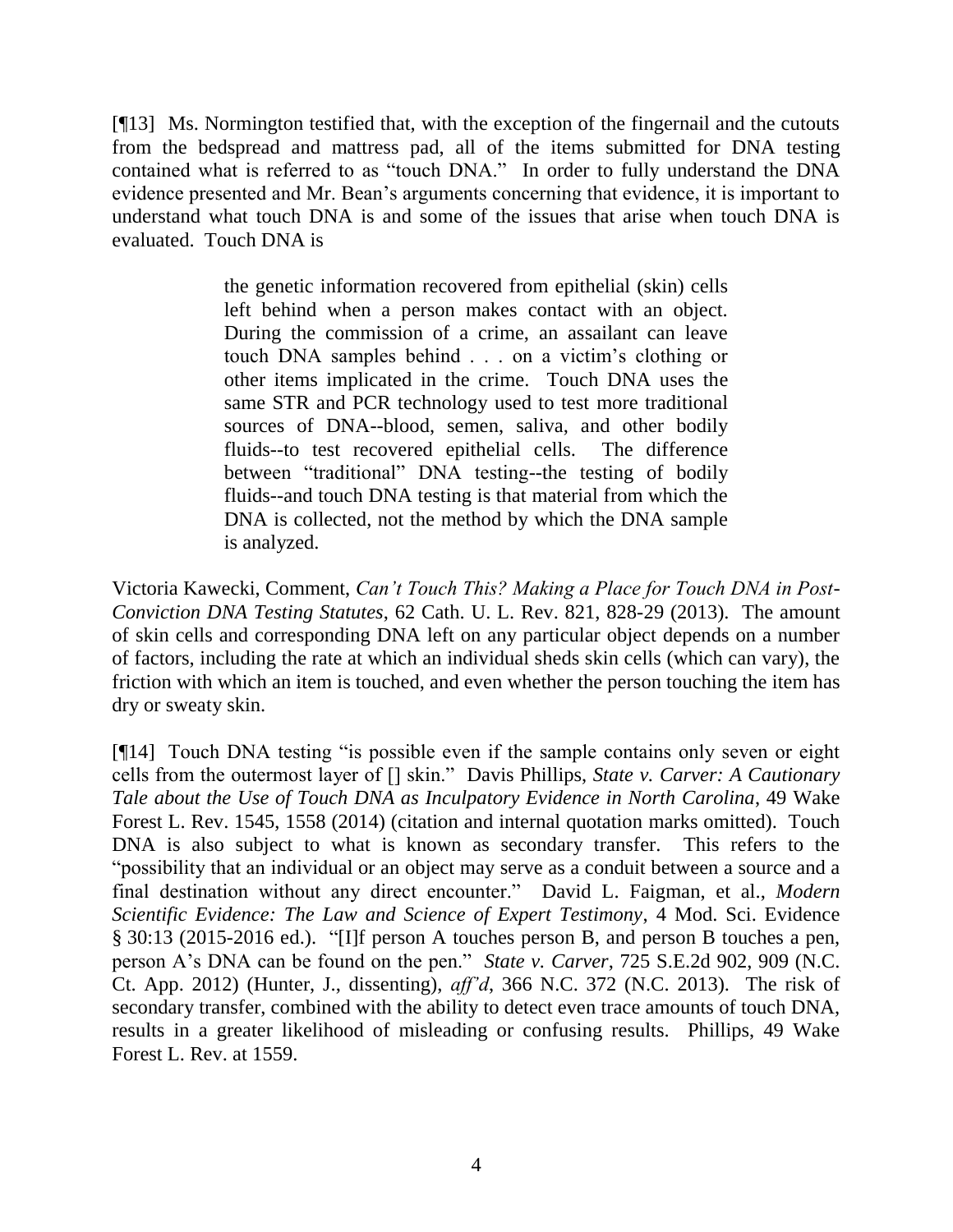[¶13] Ms. Normington testified that, with the exception of the fingernail and the cutouts from the bedspread and mattress pad, all of the items submitted for DNA testing contained what is referred to as "touch DNA." In order to fully understand the DNA evidence presented and Mr. Bean's arguments concerning that evidence, it is important to understand what touch DNA is and some of the issues that arise when touch DNA is evaluated. Touch DNA is

> the genetic information recovered from epithelial (skin) cells left behind when a person makes contact with an object. During the commission of a crime, an assailant can leave touch DNA samples behind . . . on a victim's clothing or other items implicated in the crime. Touch DNA uses the same STR and PCR technology used to test more traditional sources of DNA--blood, semen, saliva, and other bodily fluids--to test recovered epithelial cells. The difference between "traditional" DNA testing--the testing of bodily fluids--and touch DNA testing is that material from which the DNA is collected, not the method by which the DNA sample is analyzed.

Victoria Kawecki, Comment, *Can't Touch This? Making a Place for Touch DNA in Post-Conviction DNA Testing Statutes*, 62 Cath. U. L. Rev. 821, 828-29 (2013). The amount of skin cells and corresponding DNA left on any particular object depends on a number of factors, including the rate at which an individual sheds skin cells (which can vary), the friction with which an item is touched, and even whether the person touching the item has dry or sweaty skin.

[¶14] Touch DNA testing "is possible even if the sample contains only seven or eight cells from the outermost layer of [] skin." Davis Phillips, *State v. Carver: A Cautionary Tale about the Use of Touch DNA as Inculpatory Evidence in North Carolina*, 49 Wake Forest L. Rev. 1545, 1558 (2014) (citation and internal quotation marks omitted). Touch DNA is also subject to what is known as secondary transfer. This refers to the "possibility that an individual or an object may serve as a conduit between a source and a final destination without any direct encounter." David L. Faigman, et al., *Modern Scientific Evidence: The Law and Science of Expert Testimony*, 4 Mod. Sci. Evidence § 30:13 (2015-2016 ed.). "[I]f person A touches person B, and person B touches a pen, person A's DNA can be found on the pen." *State v. Carver*, 725 S.E.2d 902, 909 (N.C. Ct. App. 2012) (Hunter, J., dissenting), *aff'd*, 366 N.C. 372 (N.C. 2013). The risk of secondary transfer, combined with the ability to detect even trace amounts of touch DNA, results in a greater likelihood of misleading or confusing results. Phillips, 49 Wake Forest L. Rev. at 1559.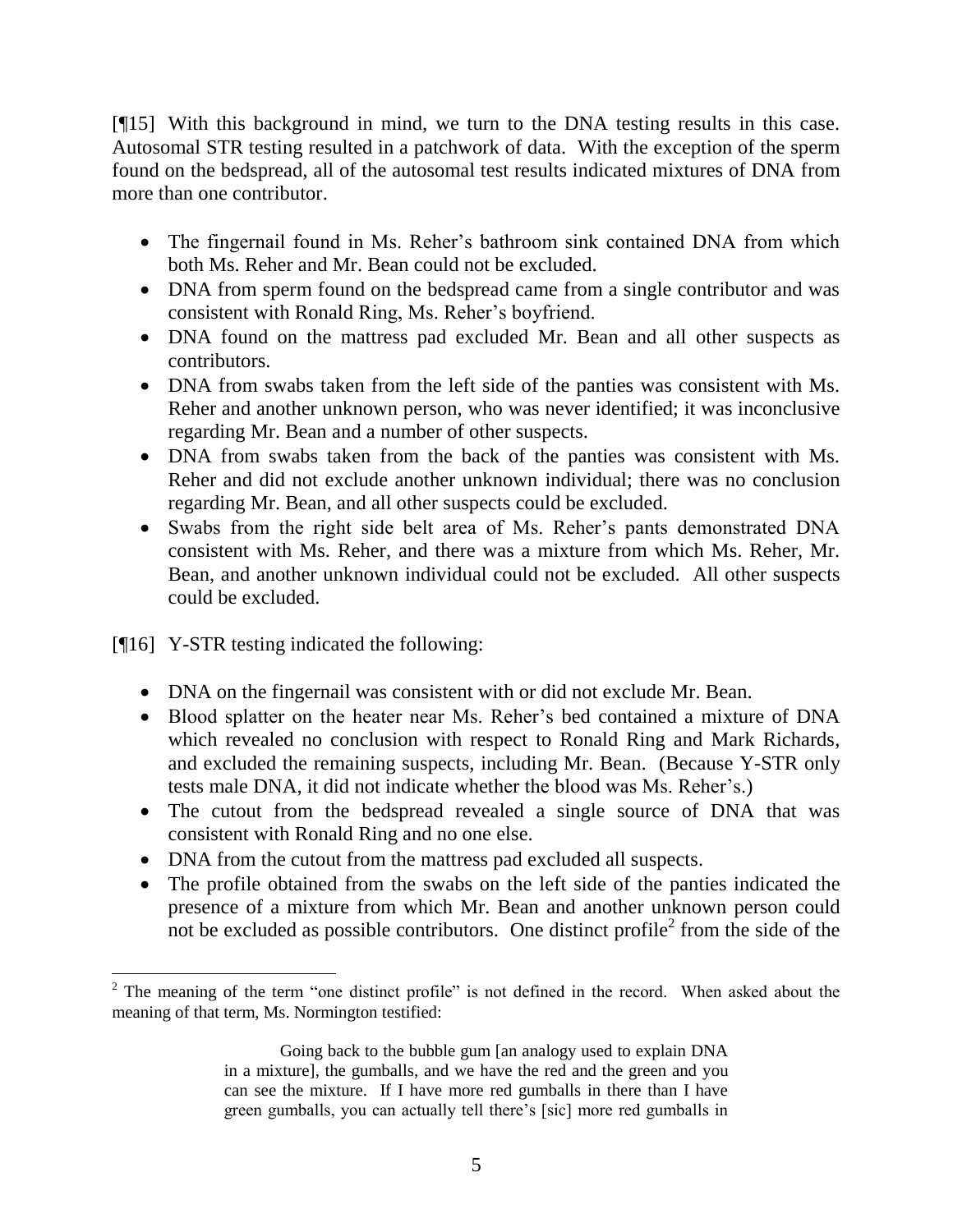[¶15] With this background in mind, we turn to the DNA testing results in this case. Autosomal STR testing resulted in a patchwork of data. With the exception of the sperm found on the bedspread, all of the autosomal test results indicated mixtures of DNA from more than one contributor.

- The fingernail found in Ms. Reher's bathroom sink contained DNA from which both Ms. Reher and Mr. Bean could not be excluded.
- DNA from sperm found on the bedspread came from a single contributor and was consistent with Ronald Ring, Ms. Reher's boyfriend.
- DNA found on the mattress pad excluded Mr. Bean and all other suspects as contributors.
- DNA from swabs taken from the left side of the panties was consistent with Ms. Reher and another unknown person, who was never identified; it was inconclusive regarding Mr. Bean and a number of other suspects.
- DNA from swabs taken from the back of the panties was consistent with Ms. Reher and did not exclude another unknown individual; there was no conclusion regarding Mr. Bean, and all other suspects could be excluded.
- Swabs from the right side belt area of Ms. Reher's pants demonstrated DNA consistent with Ms. Reher, and there was a mixture from which Ms. Reher, Mr. Bean, and another unknown individual could not be excluded. All other suspects could be excluded.

[¶16] Y-STR testing indicated the following:

- DNA on the fingernail was consistent with or did not exclude Mr. Bean.
- Blood splatter on the heater near Ms. Reher's bed contained a mixture of DNA which revealed no conclusion with respect to Ronald Ring and Mark Richards, and excluded the remaining suspects, including Mr. Bean. (Because Y-STR only tests male DNA, it did not indicate whether the blood was Ms. Reher's.)
- The cutout from the bedspread revealed a single source of DNA that was consistent with Ronald Ring and no one else.
- DNA from the cutout from the mattress pad excluded all suspects.
- The profile obtained from the swabs on the left side of the panties indicated the presence of a mixture from which Mr. Bean and another unknown person could not be excluded as possible contributors. One distinct profile[2] from the side of the

[2] The meaning of the term "one distinct profile" is not defined in the record. When asked about the meaning of that term, Ms. Normington testified:

> Going back to the bubble gum [an analogy used to explain DNA in a mixture], the gumballs, and we have the red and the green and you can see the mixture. If I have more red gumballs in there than I have green gumballs, you can actually tell there's [sic] more red gumballs in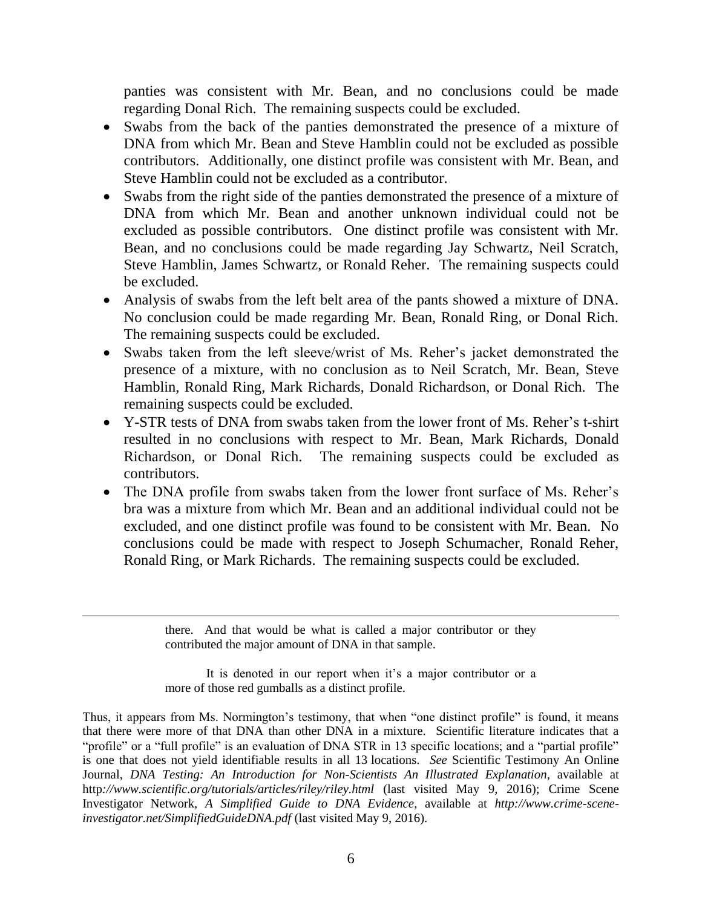panties was consistent with Mr. Bean, and no conclusions could be made regarding Donal Rich. The remaining suspects could be excluded.

- Swabs from the back of the panties demonstrated the presence of a mixture of DNA from which Mr. Bean and Steve Hamblin could not be excluded as possible contributors. Additionally, one distinct profile was consistent with Mr. Bean, and Steve Hamblin could not be excluded as a contributor.
- Swabs from the right side of the panties demonstrated the presence of a mixture of DNA from which Mr. Bean and another unknown individual could not be excluded as possible contributors. One distinct profile was consistent with Mr. Bean, and no conclusions could be made regarding Jay Schwartz, Neil Scratch, Steve Hamblin, James Schwartz, or Ronald Reher. The remaining suspects could be excluded.
- Analysis of swabs from the left belt area of the pants showed a mixture of DNA. No conclusion could be made regarding Mr. Bean, Ronald Ring, or Donal Rich. The remaining suspects could be excluded.
- Swabs taken from the left sleeve/wrist of Ms. Reher's jacket demonstrated the presence of a mixture, with no conclusion as to Neil Scratch, Mr. Bean, Steve Hamblin, Ronald Ring, Mark Richards, Donald Richardson, or Donal Rich. The remaining suspects could be excluded.
- Y-STR tests of DNA from swabs taken from the lower front of Ms. Reher's t-shirt resulted in no conclusions with respect to Mr. Bean, Mark Richards, Donald Richardson, or Donal Rich. The remaining suspects could be excluded as contributors.
- The DNA profile from swabs taken from the lower front surface of Ms. Reher's bra was a mixture from which Mr. Bean and an additional individual could not be excluded, and one distinct profile was found to be consistent with Mr. Bean. No conclusions could be made with respect to Joseph Schumacher, Ronald Reher, Ronald Ring, or Mark Richards. The remaining suspects could be excluded.

---

> there. And that would be what is called a major contributor or they contributed the major amount of DNA in that sample.
>
> It is denoted in our report when it's a major contributor or a more of those red gumballs as a distinct profile.

Thus, it appears from Ms. Normington's testimony, that when "one distinct profile" is found, it means that there were more of that DNA than other DNA in a mixture. Scientific literature indicates that a "profile" or a "full profile" is an evaluation of DNA STR in 13 specific locations; and a "partial profile" is one that does not yield identifiable results in all 13 locations. *See* Scientific Testimony An Online Journal, *DNA Testing: An Introduction for Non-Scientists An Illustrated Explanation*, available at http*://www.scientific.org/tutorials/articles/riley/riley.html* (last visited May 9, 2016); Crime Scene Investigator Network, *A Simplified Guide to DNA Evidence*, available at *http://www.crime-scene-investigator.net/SimplifiedGuideDNA.pdf* (last visited May 9, 2016).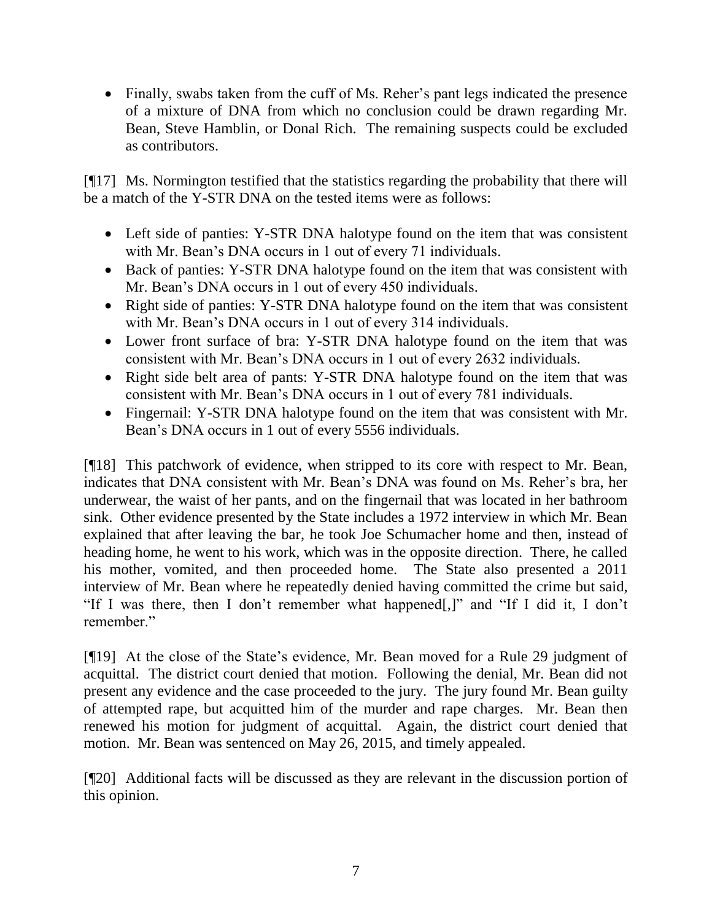- Finally, swabs taken from the cuff of Ms. Reher's pant legs indicated the presence of a mixture of DNA from which no conclusion could be drawn regarding Mr. Bean, Steve Hamblin, or Donal Rich. The remaining suspects could be excluded as contributors.

[¶17] Ms. Normington testified that the statistics regarding the probability that there will be a match of the Y-STR DNA on the tested items were as follows:

- Left side of panties: Y-STR DNA halotype found on the item that was consistent with Mr. Bean's DNA occurs in 1 out of every 71 individuals.
- Back of panties: Y-STR DNA halotype found on the item that was consistent with Mr. Bean's DNA occurs in 1 out of every 450 individuals.
- Right side of panties: Y-STR DNA halotype found on the item that was consistent with Mr. Bean's DNA occurs in 1 out of every 314 individuals.
- Lower front surface of bra: Y-STR DNA halotype found on the item that was consistent with Mr. Bean's DNA occurs in 1 out of every 2632 individuals.
- Right side belt area of pants: Y-STR DNA halotype found on the item that was consistent with Mr. Bean's DNA occurs in 1 out of every 781 individuals.
- Fingernail: Y-STR DNA halotype found on the item that was consistent with Mr. Bean's DNA occurs in 1 out of every 5556 individuals.

[¶18] This patchwork of evidence, when stripped to its core with respect to Mr. Bean, indicates that DNA consistent with Mr. Bean's DNA was found on Ms. Reher's bra, her underwear, the waist of her pants, and on the fingernail that was located in her bathroom sink. Other evidence presented by the State includes a 1972 interview in which Mr. Bean explained that after leaving the bar, he took Joe Schumacher home and then, instead of heading home, he went to his work, which was in the opposite direction. There, he called his mother, vomited, and then proceeded home. The State also presented a 2011 interview of Mr. Bean where he repeatedly denied having committed the crime but said, "If I was there, then I don't remember what happened[,]" and "If I did it, I don't remember."

[¶19] At the close of the State's evidence, Mr. Bean moved for a Rule 29 judgment of acquittal. The district court denied that motion. Following the denial, Mr. Bean did not present any evidence and the case proceeded to the jury. The jury found Mr. Bean guilty of attempted rape, but acquitted him of the murder and rape charges. Mr. Bean then renewed his motion for judgment of acquittal. Again, the district court denied that motion. Mr. Bean was sentenced on May 26, 2015, and timely appealed.

[¶20] Additional facts will be discussed as they are relevant in the discussion portion of this opinion.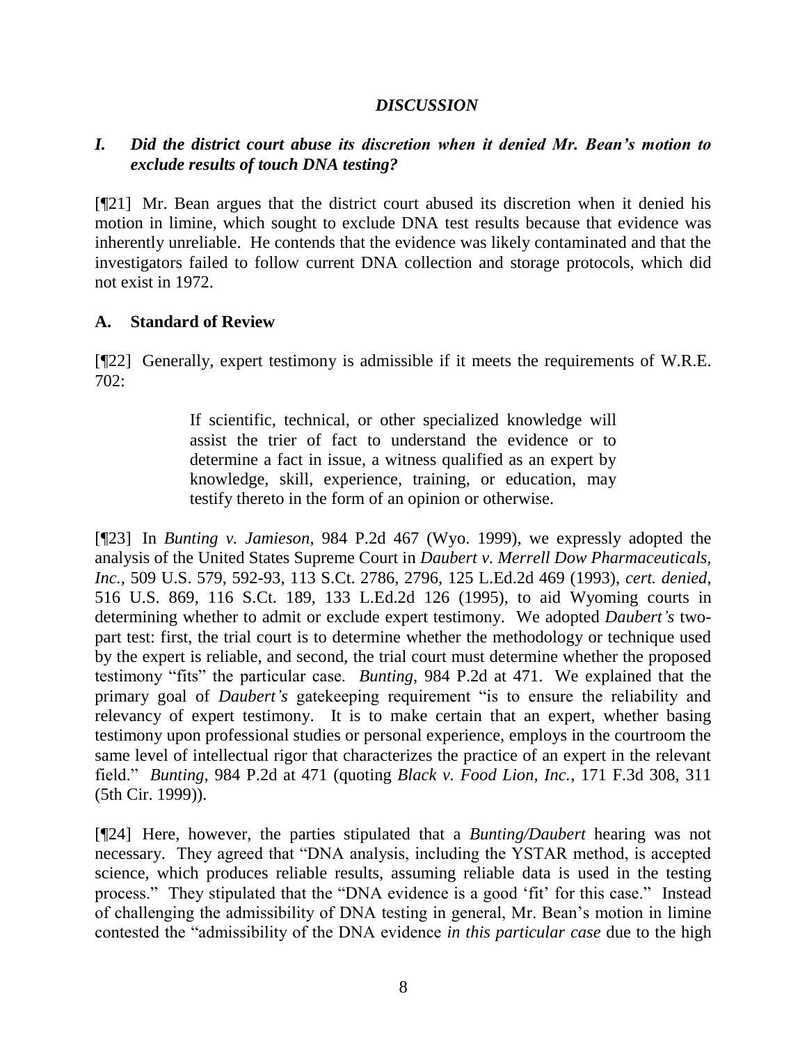## *DISCUSSION*

### *I. Did the district court abuse its discretion when it denied Mr. Bean's motion to exclude results of touch DNA testing?*

[¶21] Mr. Bean argues that the district court abused its discretion when it denied his motion in limine, which sought to exclude DNA test results because that evidence was inherently unreliable. He contends that the evidence was likely contaminated and that the investigators failed to follow current DNA collection and storage protocols, which did not exist in 1972.

### A. Standard of Review

[¶22] Generally, expert testimony is admissible if it meets the requirements of W.R.E. 702:

> If scientific, technical, or other specialized knowledge will assist the trier of fact to understand the evidence or to determine a fact in issue, a witness qualified as an expert by knowledge, skill, experience, training, or education, may testify thereto in the form of an opinion or otherwise.

[¶23] In *Bunting v. Jamieson*, 984 P.2d 467 (Wyo. 1999), we expressly adopted the analysis of the United States Supreme Court in *Daubert v. Merrell Dow Pharmaceuticals, Inc.*, 509 U.S. 579, 592-93, 113 S.Ct. 2786, 2796, 125 L.Ed.2d 469 (1993), *cert. denied*, 516 U.S. 869, 116 S.Ct. 189, 133 L.Ed.2d 126 (1995), to aid Wyoming courts in determining whether to admit or exclude expert testimony. We adopted *Daubert's* two-part test: first, the trial court is to determine whether the methodology or technique used by the expert is reliable, and second, the trial court must determine whether the proposed testimony "fits" the particular case. *Bunting*, 984 P.2d at 471. We explained that the primary goal of *Daubert's* gatekeeping requirement "is to ensure the reliability and relevancy of expert testimony. It is to make certain that an expert, whether basing testimony upon professional studies or personal experience, employs in the courtroom the same level of intellectual rigor that characterizes the practice of an expert in the relevant field." *Bunting*, 984 P.2d at 471 (quoting *Black v. Food Lion, Inc.*, 171 F.3d 308, 311 (5th Cir. 1999)).

[¶24] Here, however, the parties stipulated that a *Bunting/Daubert* hearing was not necessary. They agreed that "DNA analysis, including the YSTAR method, is accepted science, which produces reliable results, assuming reliable data is used in the testing process." They stipulated that the "DNA evidence is a good 'fit' for this case." Instead of challenging the admissibility of DNA testing in general, Mr. Bean's motion in limine contested the "admissibility of the DNA evidence *in this particular case* due to the high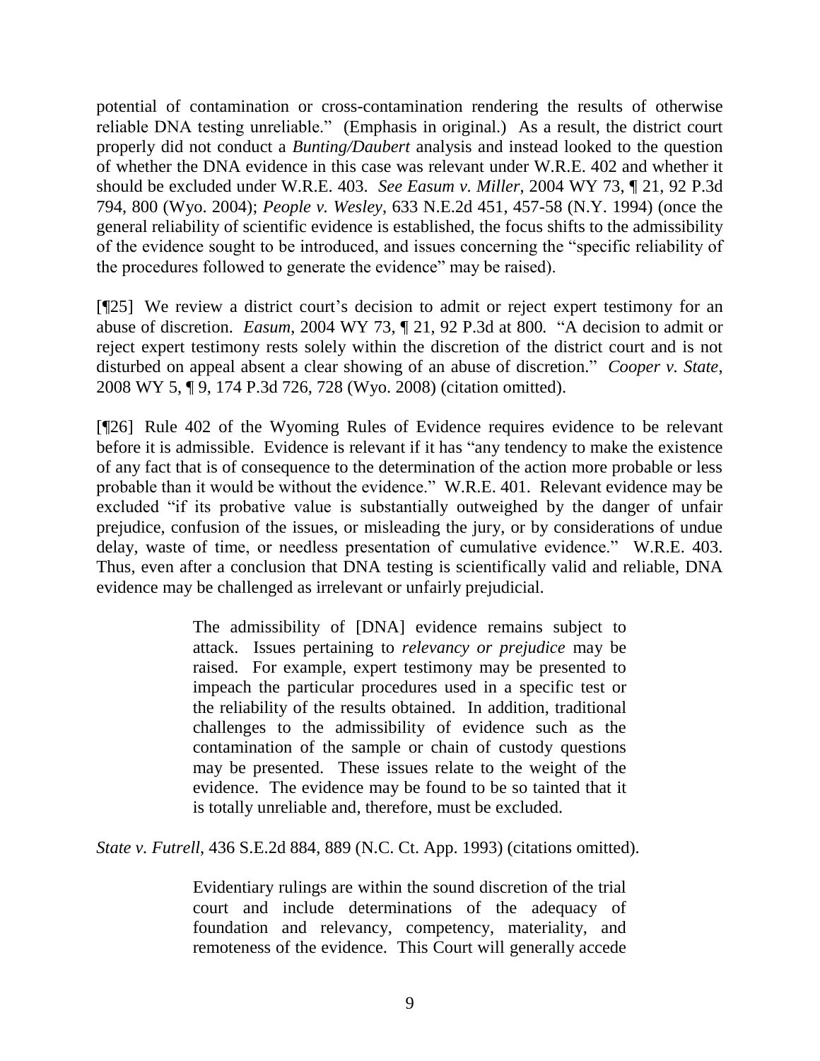potential of contamination or cross-contamination rendering the results of otherwise reliable DNA testing unreliable." (Emphasis in original.) As a result, the district court properly did not conduct a *Bunting/Daubert* analysis and instead looked to the question of whether the DNA evidence in this case was relevant under W.R.E. 402 and whether it should be excluded under W.R.E. 403. *See Easum v. Miller*, 2004 WY 73, ¶ 21, 92 P.3d 794, 800 (Wyo. 2004); *People v. Wesley*, 633 N.E.2d 451, 457-58 (N.Y. 1994) (once the general reliability of scientific evidence is established, the focus shifts to the admissibility of the evidence sought to be introduced, and issues concerning the "specific reliability of the procedures followed to generate the evidence" may be raised).

[¶25] We review a district court's decision to admit or reject expert testimony for an abuse of discretion. *Easum*, 2004 WY 73, ¶ 21, 92 P.3d at 800. "A decision to admit or reject expert testimony rests solely within the discretion of the district court and is not disturbed on appeal absent a clear showing of an abuse of discretion." *Cooper v. State*, 2008 WY 5, ¶ 9, 174 P.3d 726, 728 (Wyo. 2008) (citation omitted).

[¶26] Rule 402 of the Wyoming Rules of Evidence requires evidence to be relevant before it is admissible. Evidence is relevant if it has "any tendency to make the existence of any fact that is of consequence to the determination of the action more probable or less probable than it would be without the evidence." W.R.E. 401. Relevant evidence may be excluded "if its probative value is substantially outweighed by the danger of unfair prejudice, confusion of the issues, or misleading the jury, or by considerations of undue delay, waste of time, or needless presentation of cumulative evidence." W.R.E. 403. Thus, even after a conclusion that DNA testing is scientifically valid and reliable, DNA evidence may be challenged as irrelevant or unfairly prejudicial.

> The admissibility of [DNA] evidence remains subject to attack. Issues pertaining to *relevancy or prejudice* may be raised. For example, expert testimony may be presented to impeach the particular procedures used in a specific test or the reliability of the results obtained. In addition, traditional challenges to the admissibility of evidence such as the contamination of the sample or chain of custody questions may be presented. These issues relate to the weight of the evidence. The evidence may be found to be so tainted that it is totally unreliable and, therefore, must be excluded.

*State v. Futrell*, 436 S.E.2d 884, 889 (N.C. Ct. App. 1993) (citations omitted).

> Evidentiary rulings are within the sound discretion of the trial court and include determinations of the adequacy of foundation and relevancy, competency, materiality, and remoteness of the evidence. This Court will generally accede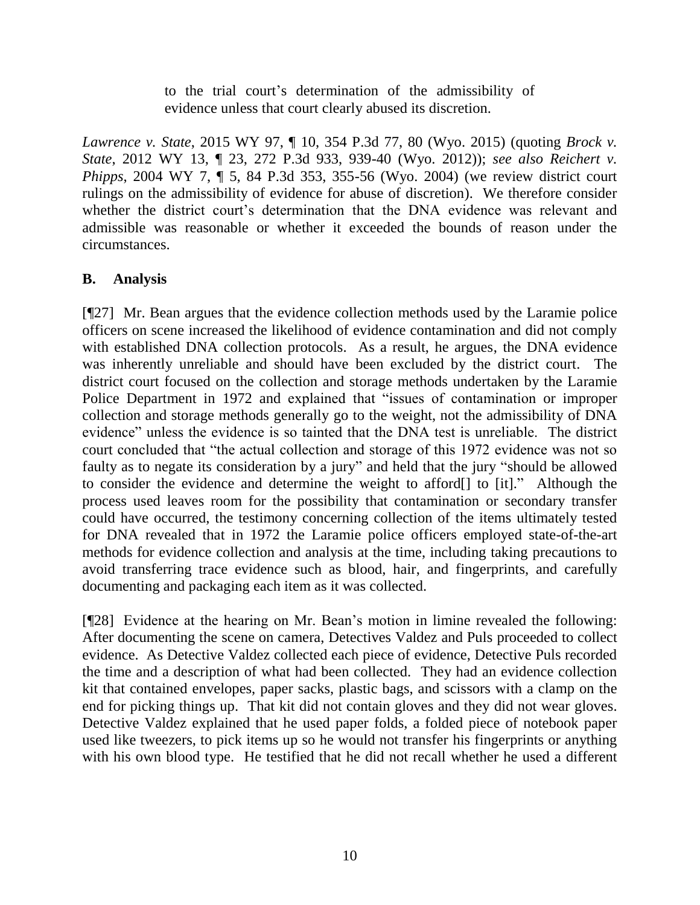> to the trial court's determination of the admissibility of evidence unless that court clearly abused its discretion.

*Lawrence v. State*, 2015 WY 97, ¶ 10, 354 P.3d 77, 80 (Wyo. 2015) (quoting *Brock v. State*, 2012 WY 13, ¶ 23, 272 P.3d 933, 939-40 (Wyo. 2012)); *see also Reichert v. Phipps*, 2004 WY 7, ¶ 5, 84 P.3d 353, 355-56 (Wyo. 2004) (we review district court rulings on the admissibility of evidence for abuse of discretion). We therefore consider whether the district court's determination that the DNA evidence was relevant and admissible was reasonable or whether it exceeded the bounds of reason under the circumstances.

## B. Analysis

[¶27] Mr. Bean argues that the evidence collection methods used by the Laramie police officers on scene increased the likelihood of evidence contamination and did not comply with established DNA collection protocols. As a result, he argues, the DNA evidence was inherently unreliable and should have been excluded by the district court. The district court focused on the collection and storage methods undertaken by the Laramie Police Department in 1972 and explained that "issues of contamination or improper collection and storage methods generally go to the weight, not the admissibility of DNA evidence" unless the evidence is so tainted that the DNA test is unreliable. The district court concluded that "the actual collection and storage of this 1972 evidence was not so faulty as to negate its consideration by a jury" and held that the jury "should be allowed to consider the evidence and determine the weight to afford[] to [it]." Although the process used leaves room for the possibility that contamination or secondary transfer could have occurred, the testimony concerning collection of the items ultimately tested for DNA revealed that in 1972 the Laramie police officers employed state-of-the-art methods for evidence collection and analysis at the time, including taking precautions to avoid transferring trace evidence such as blood, hair, and fingerprints, and carefully documenting and packaging each item as it was collected.

[¶28] Evidence at the hearing on Mr. Bean's motion in limine revealed the following: After documenting the scene on camera, Detectives Valdez and Puls proceeded to collect evidence. As Detective Valdez collected each piece of evidence, Detective Puls recorded the time and a description of what had been collected. They had an evidence collection kit that contained envelopes, paper sacks, plastic bags, and scissors with a clamp on the end for picking things up. That kit did not contain gloves and they did not wear gloves. Detective Valdez explained that he used paper folds, a folded piece of notebook paper used like tweezers, to pick items up so he would not transfer his fingerprints or anything with his own blood type. He testified that he did not recall whether he used a different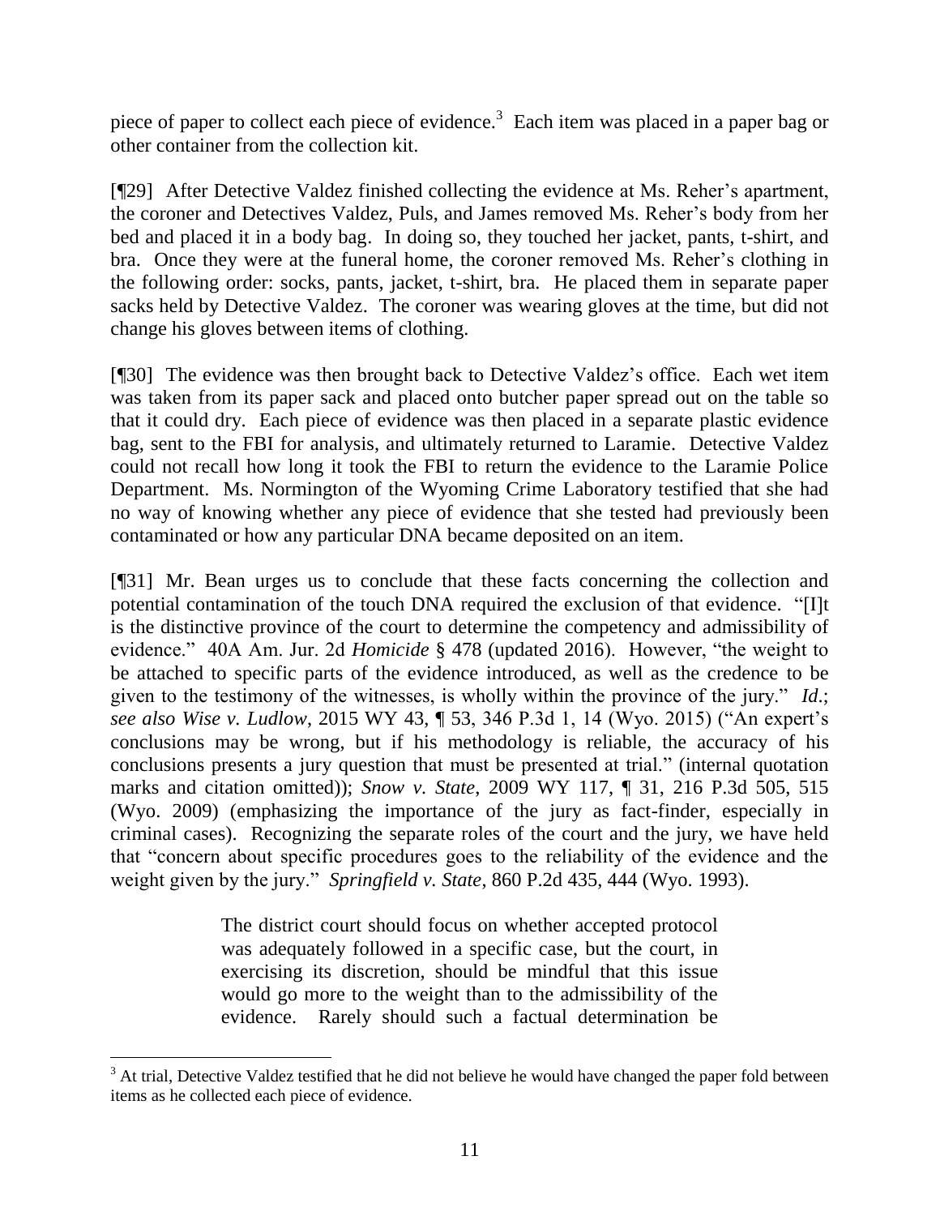piece of paper to collect each piece of evidence.[3] Each item was placed in a paper bag or other container from the collection kit.

[¶29] After Detective Valdez finished collecting the evidence at Ms. Reher's apartment, the coroner and Detectives Valdez, Puls, and James removed Ms. Reher's body from her bed and placed it in a body bag. In doing so, they touched her jacket, pants, t-shirt, and bra. Once they were at the funeral home, the coroner removed Ms. Reher's clothing in the following order: socks, pants, jacket, t-shirt, bra. He placed them in separate paper sacks held by Detective Valdez. The coroner was wearing gloves at the time, but did not change his gloves between items of clothing.

[¶30] The evidence was then brought back to Detective Valdez's office. Each wet item was taken from its paper sack and placed onto butcher paper spread out on the table so that it could dry. Each piece of evidence was then placed in a separate plastic evidence bag, sent to the FBI for analysis, and ultimately returned to Laramie. Detective Valdez could not recall how long it took the FBI to return the evidence to the Laramie Police Department. Ms. Normington of the Wyoming Crime Laboratory testified that she had no way of knowing whether any piece of evidence that she tested had previously been contaminated or how any particular DNA became deposited on an item.

[¶31] Mr. Bean urges us to conclude that these facts concerning the collection and potential contamination of the touch DNA required the exclusion of that evidence. "[I]t is the distinctive province of the court to determine the competency and admissibility of evidence." 40A Am. Jur. 2d *Homicide* § 478 (updated 2016). However, "the weight to be attached to specific parts of the evidence introduced, as well as the credence to be given to the testimony of the witnesses, is wholly within the province of the jury." *Id.*; *see also Wise v. Ludlow*, 2015 WY 43, ¶ 53, 346 P.3d 1, 14 (Wyo. 2015) ("An expert's conclusions may be wrong, but if his methodology is reliable, the accuracy of his conclusions presents a jury question that must be presented at trial." (internal quotation marks and citation omitted)); *Snow v. State*, 2009 WY 117, ¶ 31, 216 P.3d 505, 515 (Wyo. 2009) (emphasizing the importance of the jury as fact-finder, especially in criminal cases). Recognizing the separate roles of the court and the jury, we have held that "concern about specific procedures goes to the reliability of the evidence and the weight given by the jury." *Springfield v. State*, 860 P.2d 435, 444 (Wyo. 1993).

> The district court should focus on whether accepted protocol was adequately followed in a specific case, but the court, in exercising its discretion, should be mindful that this issue would go more to the weight than to the admissibility of the evidence. Rarely should such a factual determination be

---

[3] At trial, Detective Valdez testified that he did not believe he would have changed the paper fold between items as he collected each piece of evidence.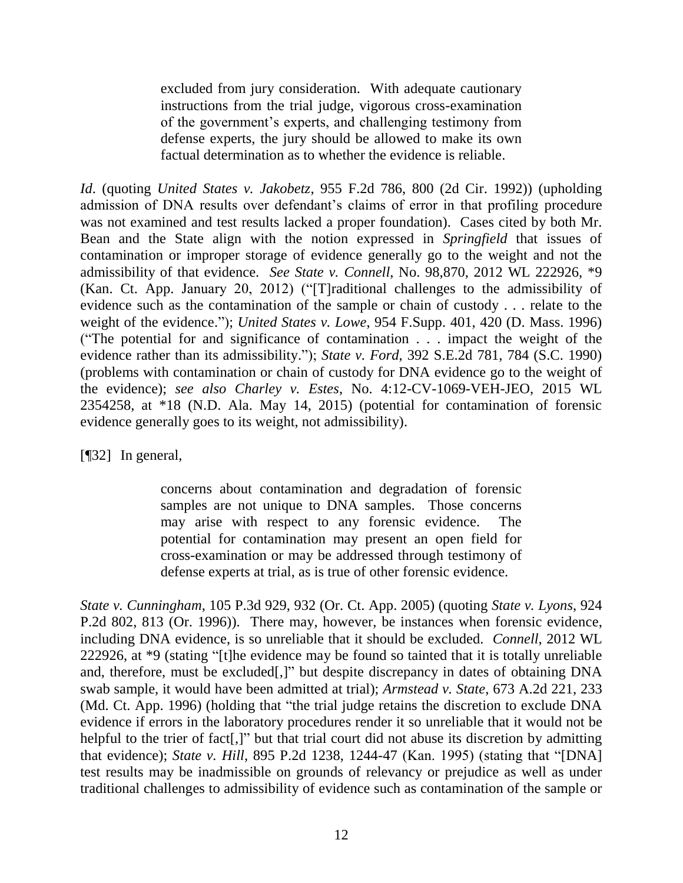> excluded from jury consideration. With adequate cautionary instructions from the trial judge, vigorous cross-examination of the government's experts, and challenging testimony from defense experts, the jury should be allowed to make its own factual determination as to whether the evidence is reliable.

*Id*. (quoting *United States v. Jakobetz*, 955 F.2d 786, 800 (2d Cir. 1992)) (upholding admission of DNA results over defendant's claims of error in that profiling procedure was not examined and test results lacked a proper foundation). Cases cited by both Mr. Bean and the State align with the notion expressed in *Springfield* that issues of contamination or improper storage of evidence generally go to the weight and not the admissibility of that evidence. *See State v. Connell*, No. 98,870, 2012 WL 222926, *9 (Kan. Ct. App. January 20, 2012) ("[T]raditional challenges to the admissibility of evidence such as the contamination of the sample or chain of custody . . . relate to the weight of the evidence."); *United States v. Lowe*, 954 F.Supp. 401, 420 (D. Mass. 1996) ("The potential for and significance of contamination . . . impact the weight of the evidence rather than its admissibility."); *State v. Ford*, 392 S.E.2d 781, 784 (S.C. 1990) (problems with contamination or chain of custody for DNA evidence go to the weight of the evidence); *see also Charley v. Estes*, No. 4:12-CV-1069-VEH-JEO, 2015 WL 2354258, at *18 (N.D. Ala. May 14, 2015) (potential for contamination of forensic evidence generally goes to its weight, not admissibility).

[¶32] In general,

> concerns about contamination and degradation of forensic samples are not unique to DNA samples. Those concerns may arise with respect to any forensic evidence. The potential for contamination may present an open field for cross-examination or may be addressed through testimony of defense experts at trial, as is true of other forensic evidence.

*State v. Cunningham*, 105 P.3d 929, 932 (Or. Ct. App. 2005) (quoting *State v. Lyons*, 924 P.2d 802, 813 (Or. 1996)). There may, however, be instances when forensic evidence, including DNA evidence, is so unreliable that it should be excluded. *Connell*, 2012 WL 222926, at *9 (stating "[t]he evidence may be found so tainted that it is totally unreliable and, therefore, must be excluded[,]" but despite discrepancy in dates of obtaining DNA swab sample, it would have been admitted at trial); *Armstead v. State*, 673 A.2d 221, 233 (Md. Ct. App. 1996) (holding that "the trial judge retains the discretion to exclude DNA evidence if errors in the laboratory procedures render it so unreliable that it would not be helpful to the trier of fact[,]" but that trial court did not abuse its discretion by admitting that evidence); *State v. Hill*, 895 P.2d 1238, 1244-47 (Kan. 1995) (stating that "[DNA] test results may be inadmissible on grounds of relevancy or prejudice as well as under traditional challenges to admissibility of evidence such as contamination of the sample or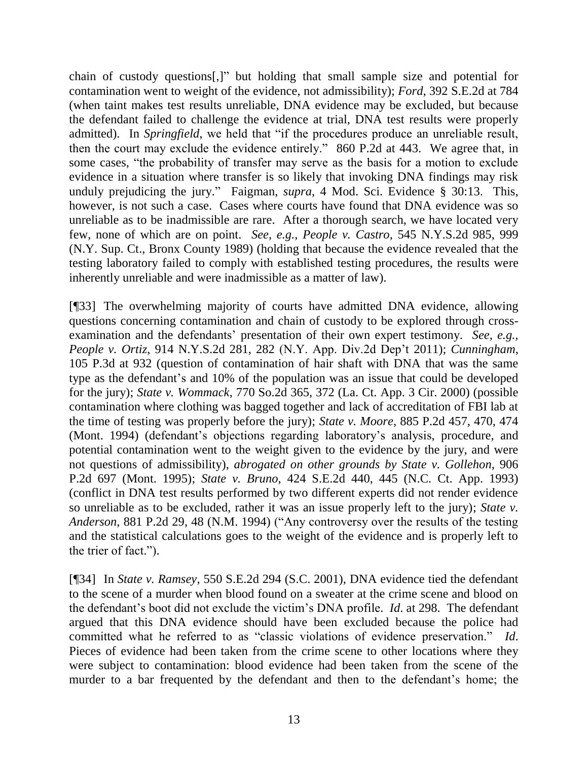chain of custody questions[,]" but holding that small sample size and potential for contamination went to weight of the evidence, not admissibility); *Ford*, 392 S.E.2d at 784 (when taint makes test results unreliable, DNA evidence may be excluded, but because the defendant failed to challenge the evidence at trial, DNA test results were properly admitted). In *Springfield*, we held that "if the procedures produce an unreliable result, then the court may exclude the evidence entirely." 860 P.2d at 443. We agree that, in some cases, "the probability of transfer may serve as the basis for a motion to exclude evidence in a situation where transfer is so likely that invoking DNA findings may risk unduly prejudicing the jury." Faigman, *supra*, 4 Mod. Sci. Evidence § 30:13. This, however, is not such a case. Cases where courts have found that DNA evidence was so unreliable as to be inadmissible are rare. After a thorough search, we have located very few, none of which are on point. *See, e.g.*, *People v. Castro*, 545 N.Y.S.2d 985, 999 (N.Y. Sup. Ct., Bronx County 1989) (holding that because the evidence revealed that the testing laboratory failed to comply with established testing procedures, the results were inherently unreliable and were inadmissible as a matter of law).

[¶33] The overwhelming majority of courts have admitted DNA evidence, allowing questions concerning contamination and chain of custody to be explored through cross-examination and the defendants' presentation of their own expert testimony. *See, e.g.*, *People v. Ortiz*, 914 N.Y.S.2d 281, 282 (N.Y. App. Div.2d Dep't 2011); *Cunningham*, 105 P.3d at 932 (question of contamination of hair shaft with DNA that was the same type as the defendant's and 10% of the population was an issue that could be developed for the jury); *State v. Wommack*, 770 So.2d 365, 372 (La. Ct. App. 3 Cir. 2000) (possible contamination where clothing was bagged together and lack of accreditation of FBI lab at the time of testing was properly before the jury); *State v. Moore*, 885 P.2d 457, 470, 474 (Mont. 1994) (defendant's objections regarding laboratory's analysis, procedure, and potential contamination went to the weight given to the evidence by the jury, and were not questions of admissibility), *abrogated on other grounds by State v. Gollehon*, 906 P.2d 697 (Mont. 1995); *State v. Bruno*, 424 S.E.2d 440, 445 (N.C. Ct. App. 1993) (conflict in DNA test results performed by two different experts did not render evidence so unreliable as to be excluded, rather it was an issue properly left to the jury); *State v. Anderson*, 881 P.2d 29, 48 (N.M. 1994) ("Any controversy over the results of the testing and the statistical calculations goes to the weight of the evidence and is properly left to the trier of fact.").

[¶34] In *State v. Ramsey*, 550 S.E.2d 294 (S.C. 2001), DNA evidence tied the defendant to the scene of a murder when blood found on a sweater at the crime scene and blood on the defendant's boot did not exclude the victim's DNA profile. *Id*. at 298. The defendant argued that this DNA evidence should have been excluded because the police had committed what he referred to as "classic violations of evidence preservation." *Id*. Pieces of evidence had been taken from the crime scene to other locations where they were subject to contamination: blood evidence had been taken from the scene of the murder to a bar frequented by the defendant and then to the defendant's home; the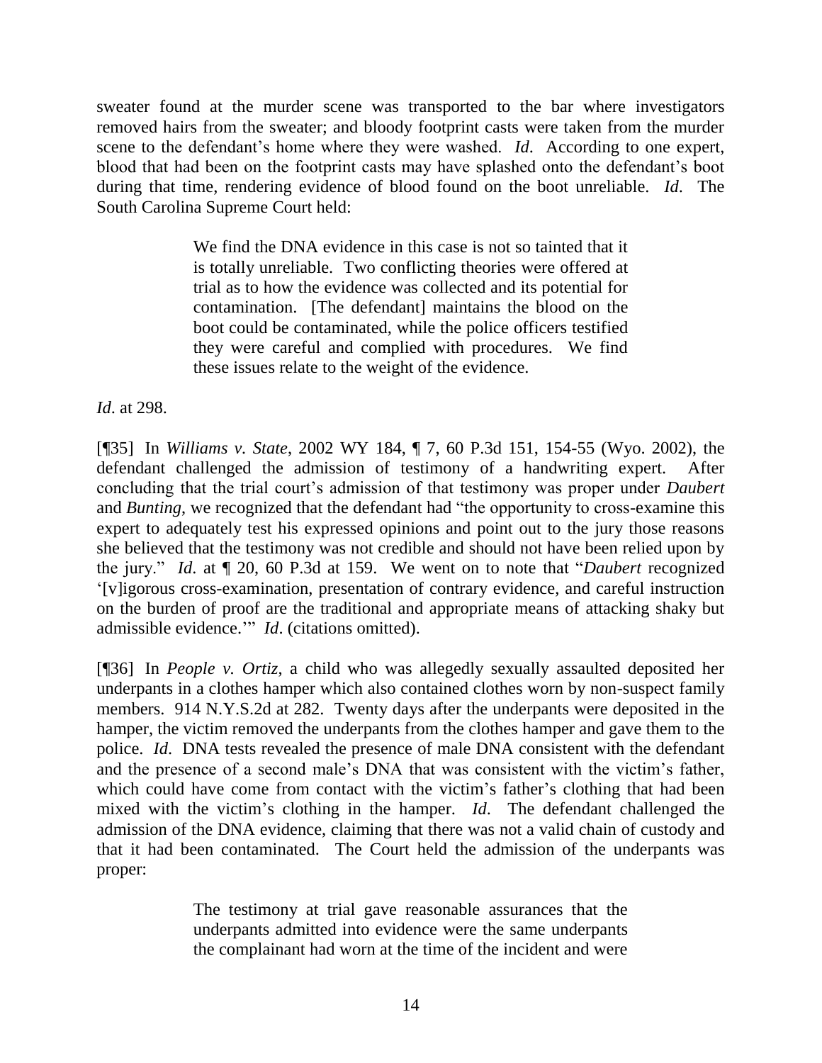sweater found at the murder scene was transported to the bar where investigators removed hairs from the sweater; and bloody footprint casts were taken from the murder scene to the defendant's home where they were washed. *Id*. According to one expert, blood that had been on the footprint casts may have splashed onto the defendant's boot during that time, rendering evidence of blood found on the boot unreliable. *Id*. The South Carolina Supreme Court held:

> We find the DNA evidence in this case is not so tainted that it is totally unreliable. Two conflicting theories were offered at trial as to how the evidence was collected and its potential for contamination. [The defendant] maintains the blood on the boot could be contaminated, while the police officers testified they were careful and complied with procedures. We find these issues relate to the weight of the evidence.

*Id*. at 298.

[¶35] In *Williams v. State*, 2002 WY 184, ¶ 7, 60 P.3d 151, 154-55 (Wyo. 2002), the defendant challenged the admission of testimony of a handwriting expert. After concluding that the trial court's admission of that testimony was proper under *Daubert* and *Bunting*, we recognized that the defendant had "the opportunity to cross-examine this expert to adequately test his expressed opinions and point out to the jury those reasons she believed that the testimony was not credible and should not have been relied upon by the jury." *Id*. at ¶ 20, 60 P.3d at 159. We went on to note that "*Daubert* recognized '[v]igorous cross-examination, presentation of contrary evidence, and careful instruction on the burden of proof are the traditional and appropriate means of attacking shaky but admissible evidence.'" *Id*. (citations omitted).

[¶36] In *People v. Ortiz*, a child who was allegedly sexually assaulted deposited her underpants in a clothes hamper which also contained clothes worn by non-suspect family members. 914 N.Y.S.2d at 282. Twenty days after the underpants were deposited in the hamper, the victim removed the underpants from the clothes hamper and gave them to the police. *Id*. DNA tests revealed the presence of male DNA consistent with the defendant and the presence of a second male's DNA that was consistent with the victim's father, which could have come from contact with the victim's father's clothing that had been mixed with the victim's clothing in the hamper. *Id*. The defendant challenged the admission of the DNA evidence, claiming that there was not a valid chain of custody and that it had been contaminated. The Court held the admission of the underpants was proper:

> The testimony at trial gave reasonable assurances that the underpants admitted into evidence were the same underpants the complainant had worn at the time of the incident and were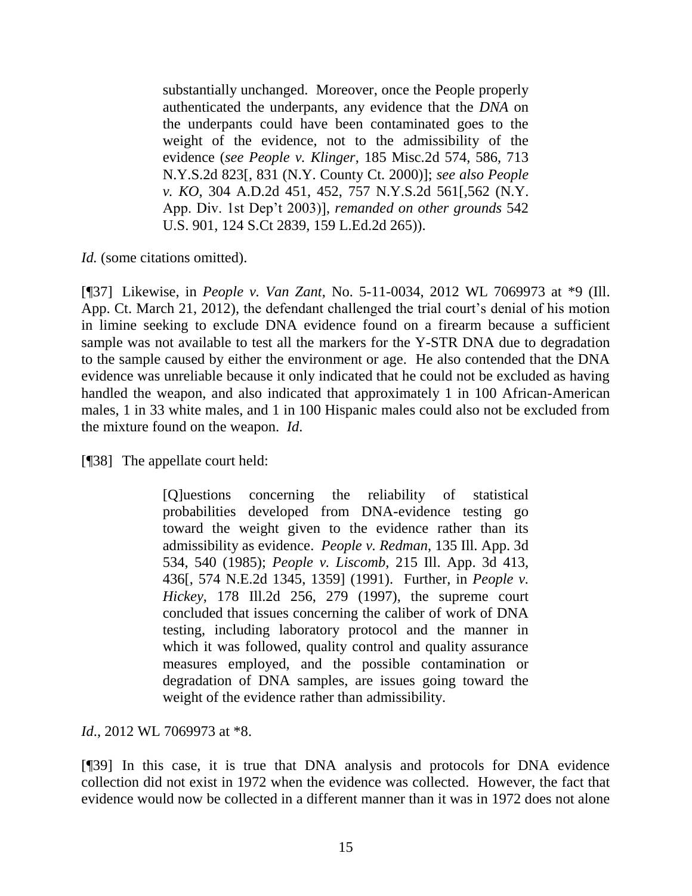> substantially unchanged. Moreover, once the People properly authenticated the underpants, any evidence that the *DNA* on the underpants could have been contaminated goes to the weight of the evidence, not to the admissibility of the evidence (*see People v. Klinger*, 185 Misc.2d 574, 586, 713 N.Y.S.2d 823[, 831 (N.Y. County Ct. 2000)]; *see also People v. KO*, 304 A.D.2d 451, 452, 757 N.Y.S.2d 561[,562 (N.Y. App. Div. 1st Dep't 2003)], *remanded on other grounds* 542 U.S. 901, 124 S.Ct 2839, 159 L.Ed.2d 265)).

*Id.* (some citations omitted).

[¶37] Likewise, in *People v. Van Zant*, No. 5-11-0034, 2012 WL 7069973 at *9 (Ill. App. Ct. March 21, 2012), the defendant challenged the trial court's denial of his motion in limine seeking to exclude DNA evidence found on a firearm because a sufficient sample was not available to test all the markers for the Y-STR DNA due to degradation to the sample caused by either the environment or age. He also contended that the DNA evidence was unreliable because it only indicated that he could not be excluded as having handled the weapon, and also indicated that approximately 1 in 100 African-American males, 1 in 33 white males, and 1 in 100 Hispanic males could also not be excluded from the mixture found on the weapon. *Id.*

[¶38] The appellate court held:

> [Q]uestions concerning the reliability of statistical probabilities developed from DNA-evidence testing go toward the weight given to the evidence rather than its admissibility as evidence. *People v. Redman*, 135 Ill. App. 3d 534, 540 (1985); *People v. Liscomb*, 215 Ill. App. 3d 413, 436[, 574 N.E.2d 1345, 1359] (1991). Further, in *People v. Hickey*, 178 Ill.2d 256, 279 (1997), the supreme court concluded that issues concerning the caliber of work of DNA testing, including laboratory protocol and the manner in which it was followed, quality control and quality assurance measures employed, and the possible contamination or degradation of DNA samples, are issues going toward the weight of the evidence rather than admissibility.

*Id.*, 2012 WL 7069973 at *8.

[¶39] In this case, it is true that DNA analysis and protocols for DNA evidence collection did not exist in 1972 when the evidence was collected. However, the fact that evidence would now be collected in a different manner than it was in 1972 does not alone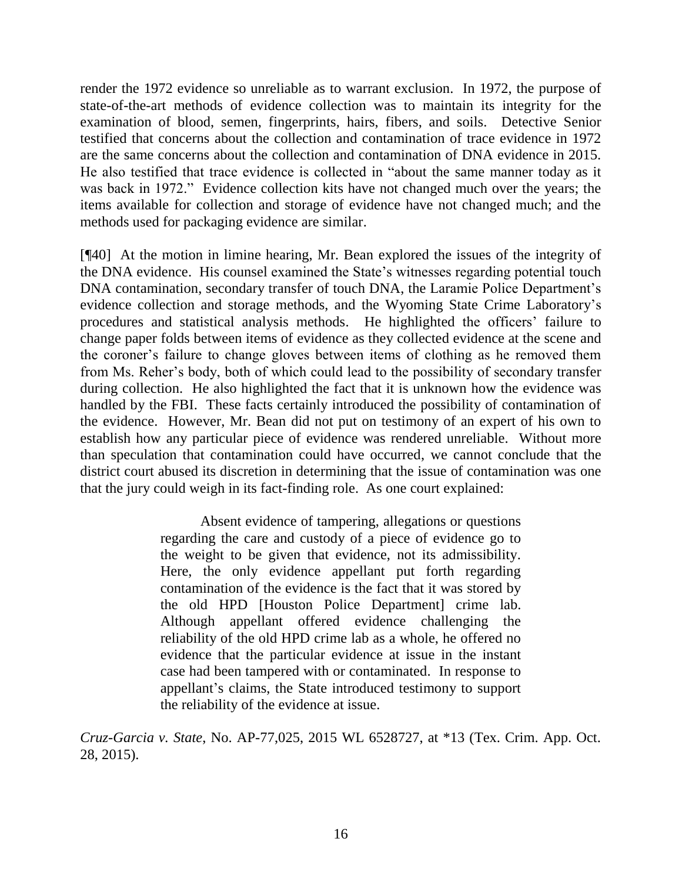render the 1972 evidence so unreliable as to warrant exclusion. In 1972, the purpose of state-of-the-art methods of evidence collection was to maintain its integrity for the examination of blood, semen, fingerprints, hairs, fibers, and soils. Detective Senior testified that concerns about the collection and contamination of trace evidence in 1972 are the same concerns about the collection and contamination of DNA evidence in 2015. He also testified that trace evidence is collected in "about the same manner today as it was back in 1972." Evidence collection kits have not changed much over the years; the items available for collection and storage of evidence have not changed much; and the methods used for packaging evidence are similar.

[¶40] At the motion in limine hearing, Mr. Bean explored the issues of the integrity of the DNA evidence. His counsel examined the State's witnesses regarding potential touch DNA contamination, secondary transfer of touch DNA, the Laramie Police Department's evidence collection and storage methods, and the Wyoming State Crime Laboratory's procedures and statistical analysis methods. He highlighted the officers' failure to change paper folds between items of evidence as they collected evidence at the scene and the coroner's failure to change gloves between items of clothing as he removed them from Ms. Reher's body, both of which could lead to the possibility of secondary transfer during collection. He also highlighted the fact that it is unknown how the evidence was handled by the FBI. These facts certainly introduced the possibility of contamination of the evidence. However, Mr. Bean did not put on testimony of an expert of his own to establish how any particular piece of evidence was rendered unreliable. Without more than speculation that contamination could have occurred, we cannot conclude that the district court abused its discretion in determining that the issue of contamination was one that the jury could weigh in its fact-finding role. As one court explained:

> Absent evidence of tampering, allegations or questions regarding the care and custody of a piece of evidence go to the weight to be given that evidence, not its admissibility. Here, the only evidence appellant put forth regarding contamination of the evidence is the fact that it was stored by the old HPD [Houston Police Department] crime lab. Although appellant offered evidence challenging the reliability of the old HPD crime lab as a whole, he offered no evidence that the particular evidence at issue in the instant case had been tampered with or contaminated. In response to appellant's claims, the State introduced testimony to support the reliability of the evidence at issue.

*Cruz-Garcia v. State*, No. AP-77,025, 2015 WL 6528727, at *13 (Tex. Crim. App. Oct. 28, 2015).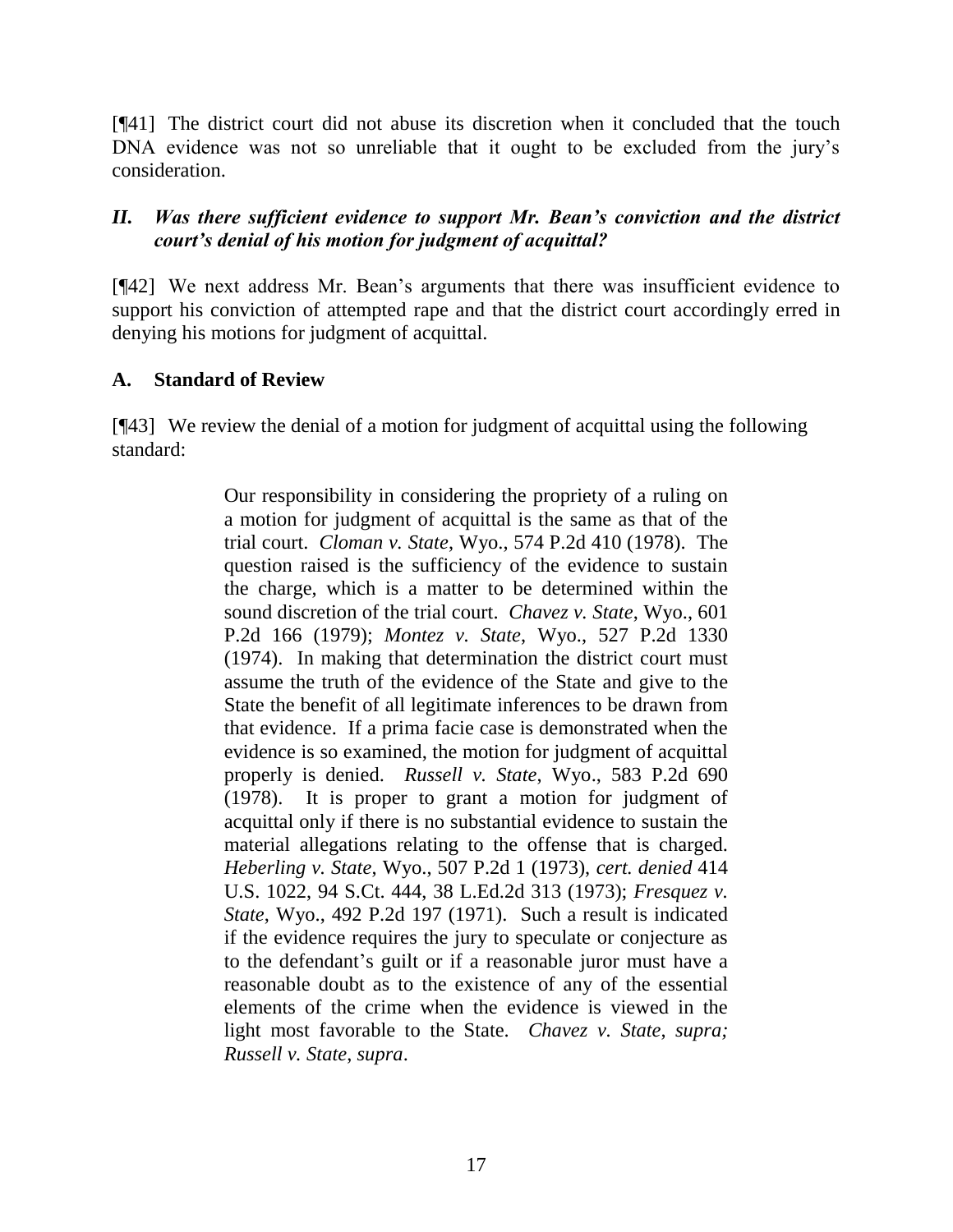[¶41] The district court did not abuse its discretion when it concluded that the touch DNA evidence was not so unreliable that it ought to be excluded from the jury's consideration.

## *II. Was there sufficient evidence to support Mr. Bean's conviction and the district court's denial of his motion for judgment of acquittal?*

[¶42] We next address Mr. Bean's arguments that there was insufficient evidence to support his conviction of attempted rape and that the district court accordingly erred in denying his motions for judgment of acquittal.

### A. Standard of Review

[¶43] We review the denial of a motion for judgment of acquittal using the following standard:

> Our responsibility in considering the propriety of a ruling on a motion for judgment of acquittal is the same as that of the trial court. *Cloman v. State*, Wyo., 574 P.2d 410 (1978). The question raised is the sufficiency of the evidence to sustain the charge, which is a matter to be determined within the sound discretion of the trial court. *Chavez v. State*, Wyo., 601 P.2d 166 (1979); *Montez v. State*, Wyo., 527 P.2d 1330 (1974). In making that determination the district court must assume the truth of the evidence of the State and give to the State the benefit of all legitimate inferences to be drawn from that evidence. If a prima facie case is demonstrated when the evidence is so examined, the motion for judgment of acquittal properly is denied. *Russell v. State*, Wyo., 583 P.2d 690 (1978). It is proper to grant a motion for judgment of acquittal only if there is no substantial evidence to sustain the material allegations relating to the offense that is charged. *Heberling v. State*, Wyo., 507 P.2d 1 (1973), *cert. denied* 414 U.S. 1022, 94 S.Ct. 444, 38 L.Ed.2d 313 (1973); *Fresquez v. State*, Wyo., 492 P.2d 197 (1971). Such a result is indicated if the evidence requires the jury to speculate or conjecture as to the defendant's guilt or if a reasonable juror must have a reasonable doubt as to the existence of any of the essential elements of the crime when the evidence is viewed in the light most favorable to the State. *Chavez v. State, supra; Russell v. State, supra*.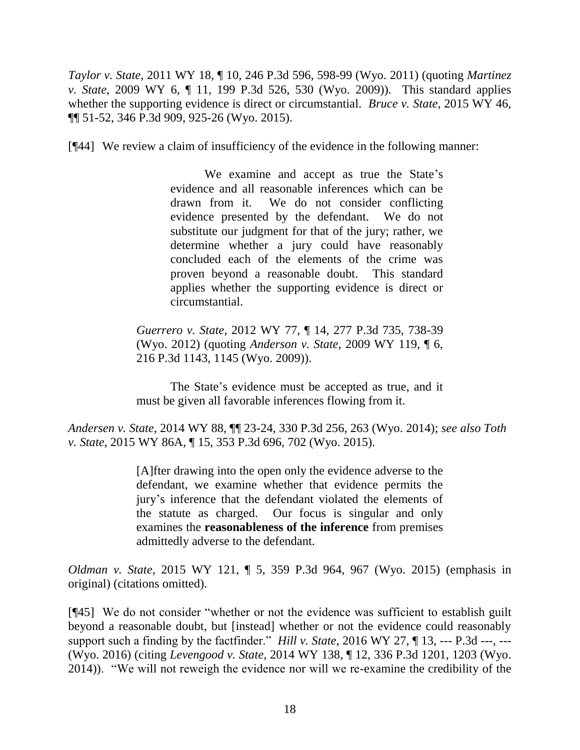*Taylor v. State*, 2011 WY 18, ¶ 10, 246 P.3d 596, 598-99 (Wyo. 2011) (quoting *Martinez v. State*, 2009 WY 6, ¶ 11, 199 P.3d 526, 530 (Wyo. 2009)). This standard applies whether the supporting evidence is direct or circumstantial. *Bruce v. State*, 2015 WY 46, ¶¶ 51-52, 346 P.3d 909, 925-26 (Wyo. 2015).

[¶44] We review a claim of insufficiency of the evidence in the following manner:

> We examine and accept as true the State's evidence and all reasonable inferences which can be drawn from it. We do not consider conflicting evidence presented by the defendant. We do not substitute our judgment for that of the jury; rather, we determine whether a jury could have reasonably concluded each of the elements of the crime was proven beyond a reasonable doubt. This standard applies whether the supporting evidence is direct or circumstantial.
>
> *Guerrero v. State*, 2012 WY 77, ¶ 14, 277 P.3d 735, 738-39 (Wyo. 2012) (quoting *Anderson v. State*, 2009 WY 119, ¶ 6, 216 P.3d 1143, 1145 (Wyo. 2009)).
>
> The State's evidence must be accepted as true, and it must be given all favorable inferences flowing from it.

*Andersen v. State*, 2014 WY 88, ¶¶ 23-24, 330 P.3d 256, 263 (Wyo. 2014); *see also Toth v. State*, 2015 WY 86A, ¶ 15, 353 P.3d 696, 702 (Wyo. 2015).

> [A]fter drawing into the open only the evidence adverse to the defendant, we examine whether that evidence permits the jury's inference that the defendant violated the elements of the statute as charged. Our focus is singular and only examines the **reasonableness of the inference** from premises admittedly adverse to the defendant.

*Oldman v. State*, 2015 WY 121, ¶ 5, 359 P.3d 964, 967 (Wyo. 2015) (emphasis in original) (citations omitted).

[¶45] We do not consider "whether or not the evidence was sufficient to establish guilt beyond a reasonable doubt, but [instead] whether or not the evidence could reasonably support such a finding by the factfinder." *Hill v. State*, 2016 WY 27, ¶ 13, --- P.3d ---, --- (Wyo. 2016) (citing *Levengood v. State*, 2014 WY 138, ¶ 12, 336 P.3d 1201, 1203 (Wyo. 2014)). "We will not reweigh the evidence nor will we re-examine the credibility of the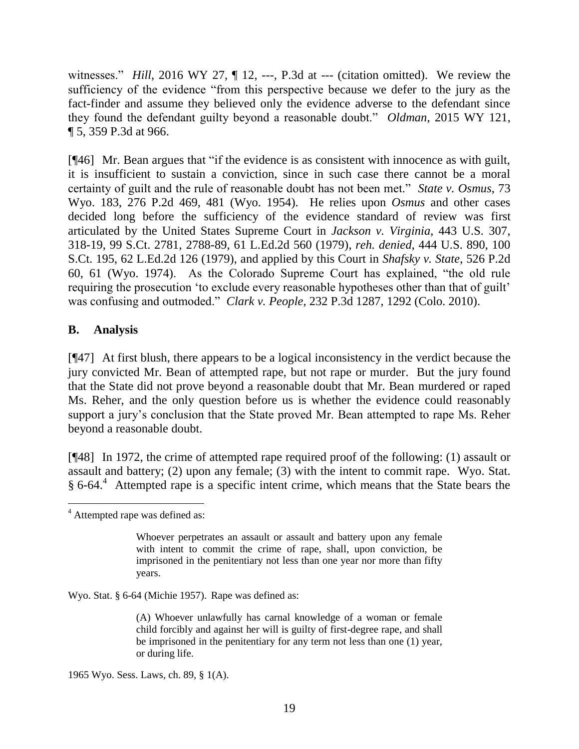witnesses." *Hill*, 2016 WY 27, ¶ 12, ---, P.3d at --- (citation omitted). We review the sufficiency of the evidence "from this perspective because we defer to the jury as the fact-finder and assume they believed only the evidence adverse to the defendant since they found the defendant guilty beyond a reasonable doubt." *Oldman*, 2015 WY 121, ¶ 5, 359 P.3d at 966.

[¶46] Mr. Bean argues that "if the evidence is as consistent with innocence as with guilt, it is insufficient to sustain a conviction, since in such case there cannot be a moral certainty of guilt and the rule of reasonable doubt has not been met." *State v. Osmus*, 73 Wyo. 183, 276 P.2d 469, 481 (Wyo. 1954). He relies upon *Osmus* and other cases decided long before the sufficiency of the evidence standard of review was first articulated by the United States Supreme Court in *Jackson v. Virginia*, 443 U.S. 307, 318-19, 99 S.Ct. 2781, 2788-89, 61 L.Ed.2d 560 (1979), *reh. denied*, 444 U.S. 890, 100 S.Ct. 195, 62 L.Ed.2d 126 (1979), and applied by this Court in *Shafsky v. State*, 526 P.2d 60, 61 (Wyo. 1974). As the Colorado Supreme Court has explained, "the old rule requiring the prosecution 'to exclude every reasonable hypotheses other than that of guilt' was confusing and outmoded." *Clark v. People*, 232 P.3d 1287, 1292 (Colo. 2010).

## B. Analysis

[¶47] At first blush, there appears to be a logical inconsistency in the verdict because the jury convicted Mr. Bean of attempted rape, but not rape or murder. But the jury found that the State did not prove beyond a reasonable doubt that Mr. Bean murdered or raped Ms. Reher, and the only question before us is whether the evidence could reasonably support a jury's conclusion that the State proved Mr. Bean attempted to rape Ms. Reher beyond a reasonable doubt.

[¶48] In 1972, the crime of attempted rape required proof of the following: (1) assault or assault and battery; (2) upon any female; (3) with the intent to commit rape. Wyo. Stat. § 6-64.[4] Attempted rape is a specific intent crime, which means that the State bears the

---

[4] Attempted rape was defined as:

> Whoever perpetrates an assault or assault and battery upon any female with intent to commit the crime of rape, shall, upon conviction, be imprisoned in the penitentiary not less than one year nor more than fifty years.

Wyo. Stat. § 6-64 (Michie 1957). Rape was defined as:

> (A) Whoever unlawfully has carnal knowledge of a woman or female child forcibly and against her will is guilty of first-degree rape, and shall be imprisoned in the penitentiary for any term not less than one (1) year, or during life.

1965 Wyo. Sess. Laws, ch. 89, § 1(A).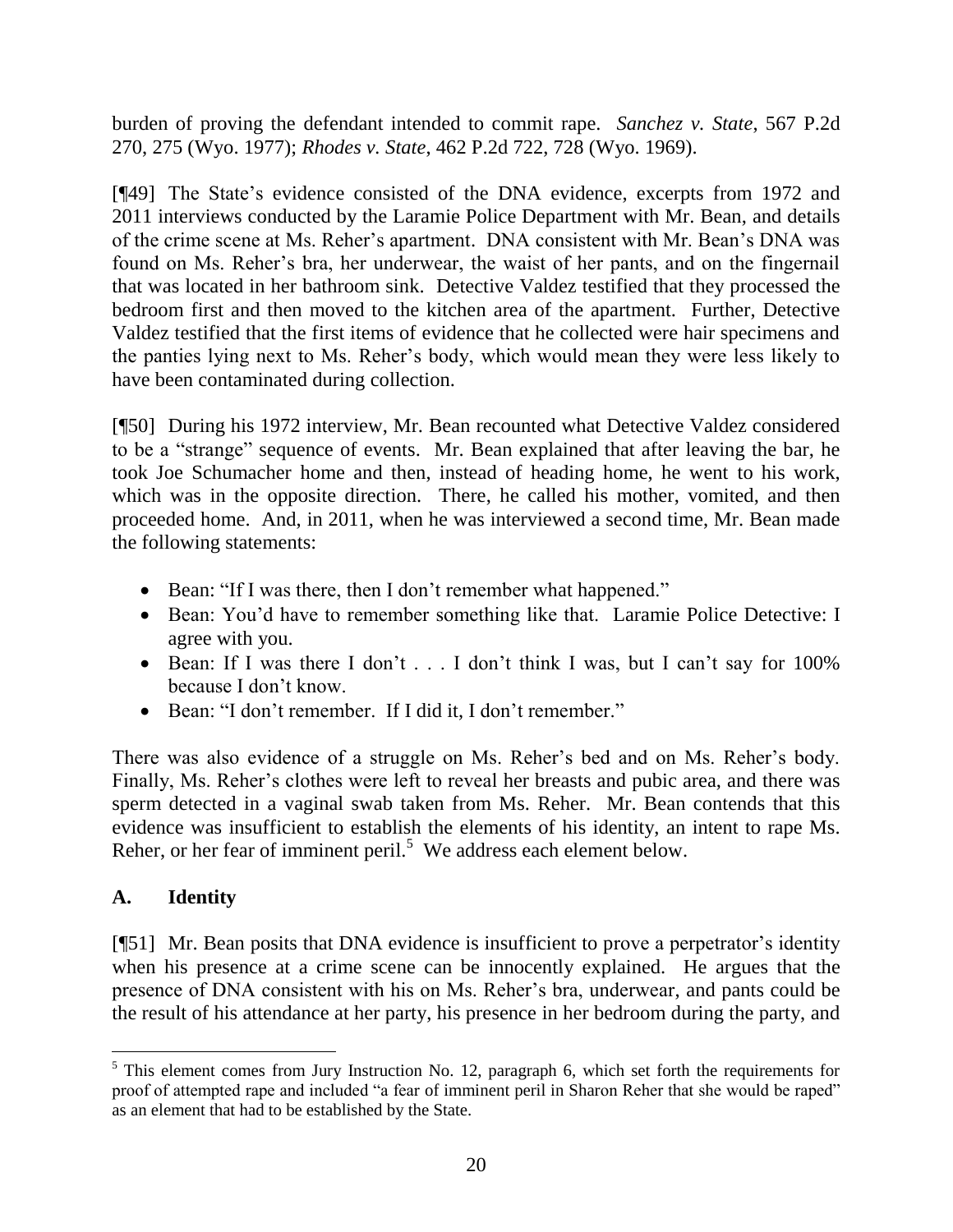burden of proving the defendant intended to commit rape. *Sanchez v. State*, 567 P.2d 270, 275 (Wyo. 1977); *Rhodes v. State*, 462 P.2d 722, 728 (Wyo. 1969).

[¶49] The State's evidence consisted of the DNA evidence, excerpts from 1972 and 2011 interviews conducted by the Laramie Police Department with Mr. Bean, and details of the crime scene at Ms. Reher's apartment. DNA consistent with Mr. Bean's DNA was found on Ms. Reher's bra, her underwear, the waist of her pants, and on the fingernail that was located in her bathroom sink. Detective Valdez testified that they processed the bedroom first and then moved to the kitchen area of the apartment. Further, Detective Valdez testified that the first items of evidence that he collected were hair specimens and the panties lying next to Ms. Reher's body, which would mean they were less likely to have been contaminated during collection.

[¶50] During his 1972 interview, Mr. Bean recounted what Detective Valdez considered to be a "strange" sequence of events. Mr. Bean explained that after leaving the bar, he took Joe Schumacher home and then, instead of heading home, he went to his work, which was in the opposite direction. There, he called his mother, vomited, and then proceeded home. And, in 2011, when he was interviewed a second time, Mr. Bean made the following statements:

- Bean: "If I was there, then I don't remember what happened."
- Bean: You'd have to remember something like that. Laramie Police Detective: I agree with you.
- Bean: If I was there I don't . . . I don't think I was, but I can't say for 100% because I don't know.
- Bean: "I don't remember. If I did it, I don't remember."

There was also evidence of a struggle on Ms. Reher's bed and on Ms. Reher's body. Finally, Ms. Reher's clothes were left to reveal her breasts and pubic area, and there was sperm detected in a vaginal swab taken from Ms. Reher. Mr. Bean contends that this evidence was insufficient to establish the elements of his identity, an intent to rape Ms. Reher, or her fear of imminent peril.[5] We address each element below.

## A. Identity

[¶51] Mr. Bean posits that DNA evidence is insufficient to prove a perpetrator's identity when his presence at a crime scene can be innocently explained. He argues that the presence of DNA consistent with his on Ms. Reher's bra, underwear, and pants could be the result of his attendance at her party, his presence in her bedroom during the party, and

---

[5] This element comes from Jury Instruction No. 12, paragraph 6, which set forth the requirements for proof of attempted rape and included "a fear of imminent peril in Sharon Reher that she would be raped" as an element that had to be established by the State.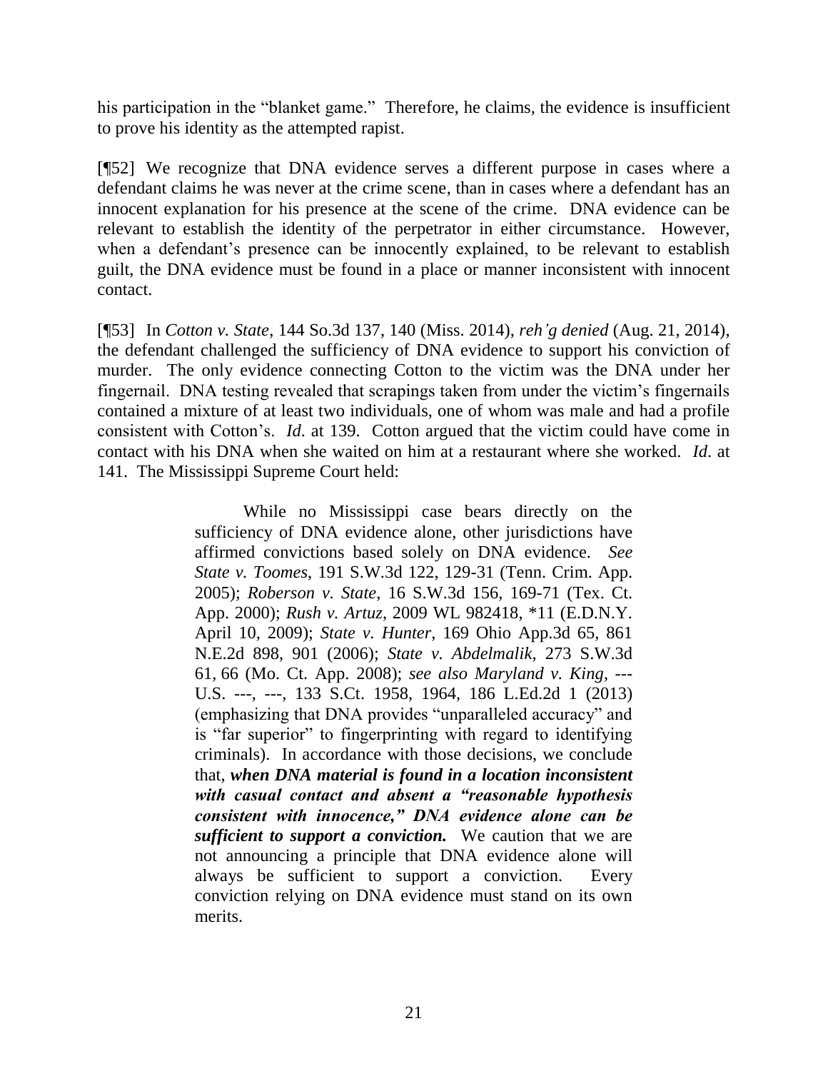his participation in the "blanket game." Therefore, he claims, the evidence is insufficient to prove his identity as the attempted rapist.

[¶52] We recognize that DNA evidence serves a different purpose in cases where a defendant claims he was never at the crime scene, than in cases where a defendant has an innocent explanation for his presence at the scene of the crime. DNA evidence can be relevant to establish the identity of the perpetrator in either circumstance. However, when a defendant's presence can be innocently explained, to be relevant to establish guilt, the DNA evidence must be found in a place or manner inconsistent with innocent contact.

[¶53] In *Cotton v. State*, 144 So.3d 137, 140 (Miss. 2014), *reh'g denied* (Aug. 21, 2014), the defendant challenged the sufficiency of DNA evidence to support his conviction of murder. The only evidence connecting Cotton to the victim was the DNA under her fingernail. DNA testing revealed that scrapings taken from under the victim's fingernails contained a mixture of at least two individuals, one of whom was male and had a profile consistent with Cotton's. *Id*. at 139. Cotton argued that the victim could have come in contact with his DNA when she waited on him at a restaurant where she worked. *Id*. at 141. The Mississippi Supreme Court held:

> While no Mississippi case bears directly on the sufficiency of DNA evidence alone, other jurisdictions have affirmed convictions based solely on DNA evidence. *See State v. Toomes*, 191 S.W.3d 122, 129-31 (Tenn. Crim. App. 2005); *Roberson v. State*, 16 S.W.3d 156, 169-71 (Tex. Ct. App. 2000); *Rush v. Artuz*, 2009 WL 982418, *11 (E.D.N.Y. April 10, 2009); *State v. Hunter*, 169 Ohio App.3d 65, 861 N.E.2d 898, 901 (2006); *State v. Abdelmalik*, 273 S.W.3d 61, 66 (Mo. Ct. App. 2008); *see also Maryland v. King*, --- U.S. ---, ---, 133 S.Ct. 1958, 1964, 186 L.Ed.2d 1 (2013) (emphasizing that DNA provides "unparalleled accuracy" and is "far superior" to fingerprinting with regard to identifying criminals). In accordance with those decisions, we conclude that, ***when DNA material is found in a location inconsistent with casual contact and absent a "reasonable hypothesis consistent with innocence," DNA evidence alone can be sufficient to support a conviction.*** We caution that we are not announcing a principle that DNA evidence alone will always be sufficient to support a conviction. Every conviction relying on DNA evidence must stand on its own merits.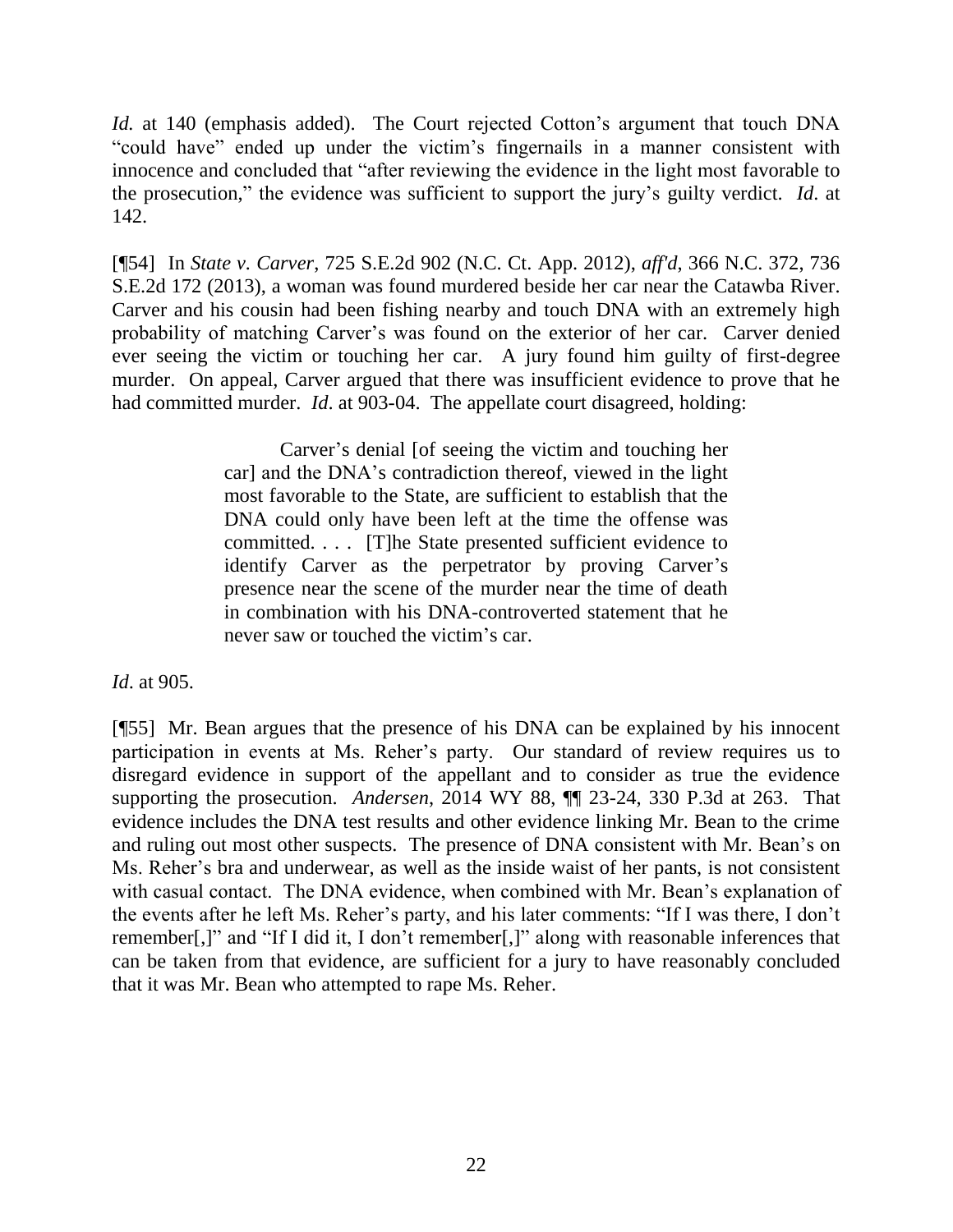*Id.* at 140 (emphasis added). The Court rejected Cotton's argument that touch DNA "could have" ended up under the victim's fingernails in a manner consistent with innocence and concluded that "after reviewing the evidence in the light most favorable to the prosecution," the evidence was sufficient to support the jury's guilty verdict. *Id*. at 142.

[¶54] In *State v. Carver*, 725 S.E.2d 902 (N.C. Ct. App. 2012), *aff'd*, 366 N.C. 372, 736 S.E.2d 172 (2013), a woman was found murdered beside her car near the Catawba River. Carver and his cousin had been fishing nearby and touch DNA with an extremely high probability of matching Carver's was found on the exterior of her car. Carver denied ever seeing the victim or touching her car. A jury found him guilty of first-degree murder. On appeal, Carver argued that there was insufficient evidence to prove that he had committed murder. *Id*. at 903-04. The appellate court disagreed, holding:

> Carver's denial [of seeing the victim and touching her car] and the DNA's contradiction thereof, viewed in the light most favorable to the State, are sufficient to establish that the DNA could only have been left at the time the offense was committed. . . . [T]he State presented sufficient evidence to identify Carver as the perpetrator by proving Carver's presence near the scene of the murder near the time of death in combination with his DNA-controverted statement that he never saw or touched the victim's car.

*Id*. at 905.

[¶55] Mr. Bean argues that the presence of his DNA can be explained by his innocent participation in events at Ms. Reher's party. Our standard of review requires us to disregard evidence in support of the appellant and to consider as true the evidence supporting the prosecution. *Andersen*, 2014 WY 88, ¶¶ 23-24, 330 P.3d at 263. That evidence includes the DNA test results and other evidence linking Mr. Bean to the crime and ruling out most other suspects. The presence of DNA consistent with Mr. Bean's on Ms. Reher's bra and underwear, as well as the inside waist of her pants, is not consistent with casual contact. The DNA evidence, when combined with Mr. Bean's explanation of the events after he left Ms. Reher's party, and his later comments: "If I was there, I don't remember[,]" and "If I did it, I don't remember[,]" along with reasonable inferences that can be taken from that evidence, are sufficient for a jury to have reasonably concluded that it was Mr. Bean who attempted to rape Ms. Reher.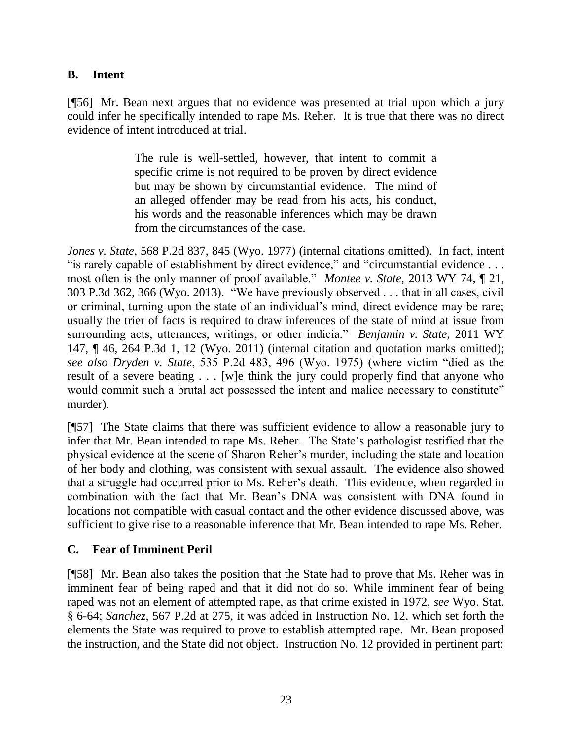## B. Intent

[¶56] Mr. Bean next argues that no evidence was presented at trial upon which a jury could infer he specifically intended to rape Ms. Reher. It is true that there was no direct evidence of intent introduced at trial.

> The rule is well-settled, however, that intent to commit a specific crime is not required to be proven by direct evidence but may be shown by circumstantial evidence. The mind of an alleged offender may be read from his acts, his conduct, his words and the reasonable inferences which may be drawn from the circumstances of the case.

*Jones v. State*, 568 P.2d 837, 845 (Wyo. 1977) (internal citations omitted). In fact, intent "is rarely capable of establishment by direct evidence," and "circumstantial evidence . . . most often is the only manner of proof available." *Montee v. State*, 2013 WY 74, ¶ 21, 303 P.3d 362, 366 (Wyo. 2013). "We have previously observed . . . that in all cases, civil or criminal, turning upon the state of an individual's mind, direct evidence may be rare; usually the trier of facts is required to draw inferences of the state of mind at issue from surrounding acts, utterances, writings, or other indicia." *Benjamin v. State*, 2011 WY 147, ¶ 46, 264 P.3d 1, 12 (Wyo. 2011) (internal citation and quotation marks omitted); *see also Dryden v. State*, 535 P.2d 483, 496 (Wyo. 1975) (where victim "died as the result of a severe beating . . . [w]e think the jury could properly find that anyone who would commit such a brutal act possessed the intent and malice necessary to constitute" murder).

[¶57] The State claims that there was sufficient evidence to allow a reasonable jury to infer that Mr. Bean intended to rape Ms. Reher. The State's pathologist testified that the physical evidence at the scene of Sharon Reher's murder, including the state and location of her body and clothing, was consistent with sexual assault. The evidence also showed that a struggle had occurred prior to Ms. Reher's death. This evidence, when regarded in combination with the fact that Mr. Bean's DNA was consistent with DNA found in locations not compatible with casual contact and the other evidence discussed above, was sufficient to give rise to a reasonable inference that Mr. Bean intended to rape Ms. Reher.

## C. Fear of Imminent Peril

[¶58] Mr. Bean also takes the position that the State had to prove that Ms. Reher was in imminent fear of being raped and that it did not do so. While imminent fear of being raped was not an element of attempted rape, as that crime existed in 1972, *see* Wyo. Stat. § 6-64; *Sanchez*, 567 P.2d at 275, it was added in Instruction No. 12, which set forth the elements the State was required to prove to establish attempted rape. Mr. Bean proposed the instruction, and the State did not object. Instruction No. 12 provided in pertinent part: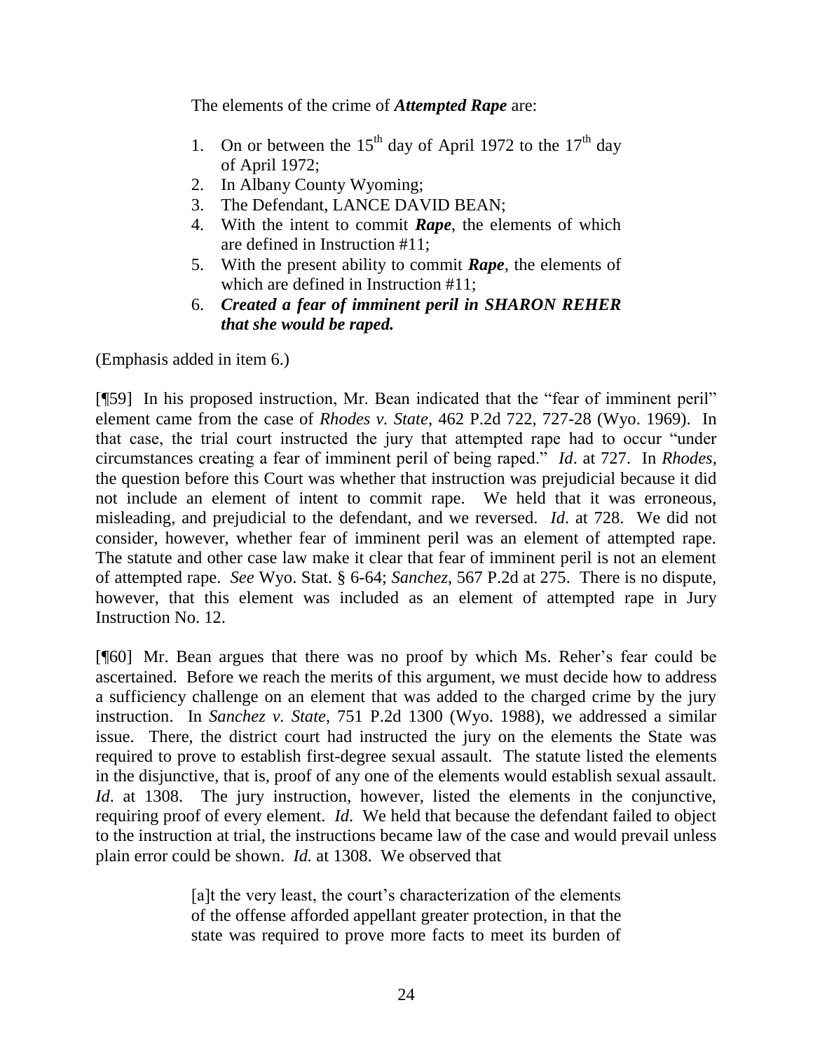The elements of the crime of ***Attempted Rape*** are:

1. On or between the 15th day of April 1972 to the 17th day of April 1972;
2. In Albany County Wyoming;
3. The Defendant, LANCE DAVID BEAN;
4. With the intent to commit ***Rape***, the elements of which are defined in Instruction #11;
5. With the present ability to commit ***Rape***, the elements of which are defined in Instruction #11;
6. ***Created a fear of imminent peril in SHARON REHER that she would be raped.***

(Emphasis added in item 6.)

[¶59] In his proposed instruction, Mr. Bean indicated that the "fear of imminent peril" element came from the case of *Rhodes v. State*, 462 P.2d 722, 727-28 (Wyo. 1969). In that case, the trial court instructed the jury that attempted rape had to occur "under circumstances creating a fear of imminent peril of being raped." *Id*. at 727. In *Rhodes*, the question before this Court was whether that instruction was prejudicial because it did not include an element of intent to commit rape. We held that it was erroneous, misleading, and prejudicial to the defendant, and we reversed. *Id*. at 728. We did not consider, however, whether fear of imminent peril was an element of attempted rape. The statute and other case law make it clear that fear of imminent peril is not an element of attempted rape. *See* Wyo. Stat. § 6-64; *Sanchez*, 567 P.2d at 275. There is no dispute, however, that this element was included as an element of attempted rape in Jury Instruction No. 12.

[¶60] Mr. Bean argues that there was no proof by which Ms. Reher's fear could be ascertained. Before we reach the merits of this argument, we must decide how to address a sufficiency challenge on an element that was added to the charged crime by the jury instruction. In *Sanchez v. State*, 751 P.2d 1300 (Wyo. 1988), we addressed a similar issue. There, the district court had instructed the jury on the elements the State was required to prove to establish first-degree sexual assault. The statute listed the elements in the disjunctive, that is, proof of any one of the elements would establish sexual assault. *Id*. at 1308. The jury instruction, however, listed the elements in the conjunctive, requiring proof of every element. *Id*. We held that because the defendant failed to object to the instruction at trial, the instructions became law of the case and would prevail unless plain error could be shown. *Id.* at 1308. We observed that

> [a]t the very least, the court's characterization of the elements of the offense afforded appellant greater protection, in that the state was required to prove more facts to meet its burden of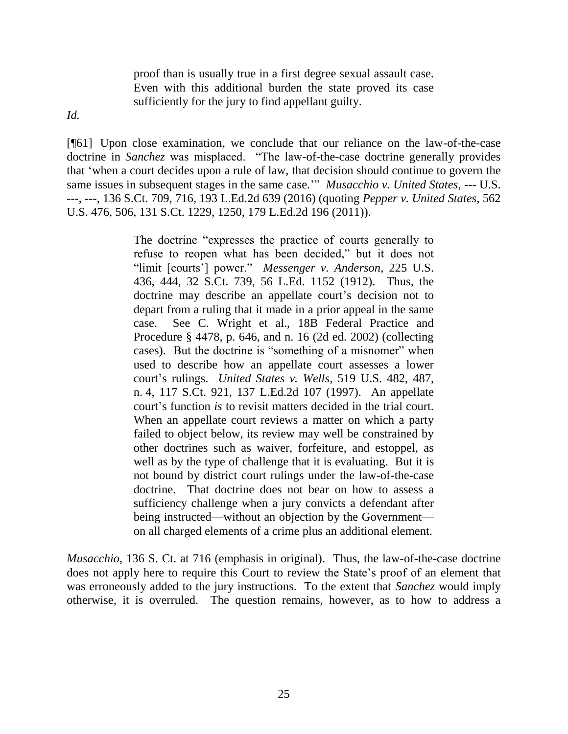> proof than is usually true in a first degree sexual assault case. Even with this additional burden the state proved its case sufficiently for the jury to find appellant guilty.

*Id.*

[¶61] Upon close examination, we conclude that our reliance on the law-of-the-case doctrine in *Sanchez* was misplaced. "The law-of-the-case doctrine generally provides that 'when a court decides upon a rule of law, that decision should continue to govern the same issues in subsequent stages in the same case.'" *Musacchio v. United States*, --- U.S. ---, ---, 136 S.Ct. 709, 716, 193 L.Ed.2d 639 (2016) (quoting *Pepper v. United States*, 562 U.S. 476, 506, 131 S.Ct. 1229, 1250, 179 L.Ed.2d 196 (2011)).

> The doctrine "expresses the practice of courts generally to refuse to reopen what has been decided," but it does not "limit [courts'] power." *Messenger v. Anderson*, 225 U.S. 436, 444, 32 S.Ct. 739, 56 L.Ed. 1152 (1912). Thus, the doctrine may describe an appellate court's decision not to depart from a ruling that it made in a prior appeal in the same case. See C. Wright et al., 18B Federal Practice and Procedure § 4478, p. 646, and n. 16 (2d ed. 2002) (collecting cases). But the doctrine is "something of a misnomer" when used to describe how an appellate court assesses a lower court's rulings. *United States v. Wells*, 519 U.S. 482, 487, n. 4, 117 S.Ct. 921, 137 L.Ed.2d 107 (1997). An appellate court's function *is* to revisit matters decided in the trial court. When an appellate court reviews a matter on which a party failed to object below, its review may well be constrained by other doctrines such as waiver, forfeiture, and estoppel, as well as by the type of challenge that it is evaluating. But it is not bound by district court rulings under the law-of-the-case doctrine. That doctrine does not bear on how to assess a sufficiency challenge when a jury convicts a defendant after being instructed—without an objection by the Government—on all charged elements of a crime plus an additional element.

*Musacchio*, 136 S. Ct. at 716 (emphasis in original). Thus, the law-of-the-case doctrine does not apply here to require this Court to review the State's proof of an element that was erroneously added to the jury instructions. To the extent that *Sanchez* would imply otherwise, it is overruled. The question remains, however, as to how to address a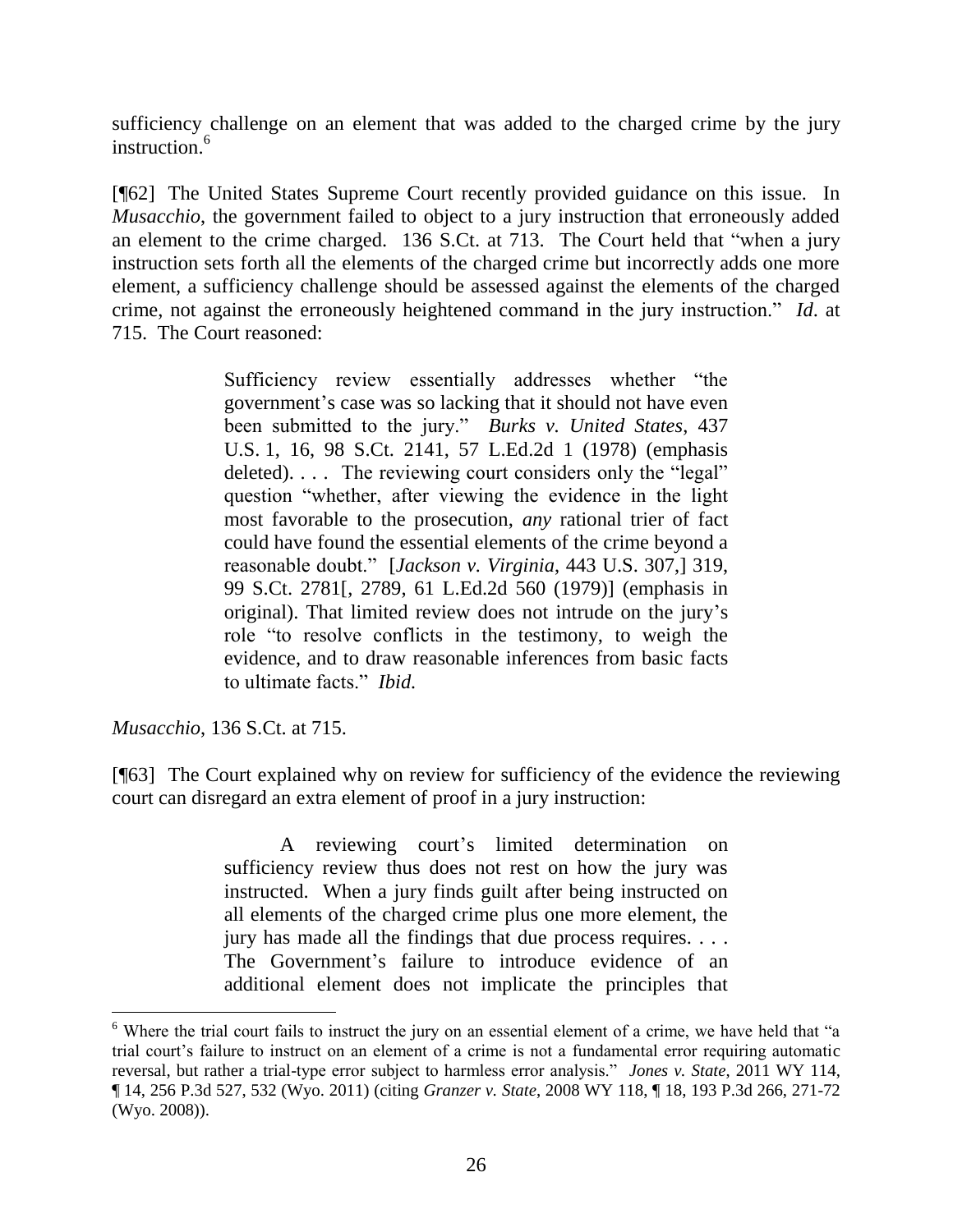sufficiency challenge on an element that was added to the charged crime by the jury instruction.[6]

[¶62] The United States Supreme Court recently provided guidance on this issue. In *Musacchio*, the government failed to object to a jury instruction that erroneously added an element to the crime charged. 136 S.Ct. at 713. The Court held that "when a jury instruction sets forth all the elements of the charged crime but incorrectly adds one more element, a sufficiency challenge should be assessed against the elements of the charged crime, not against the erroneously heightened command in the jury instruction." *Id*. at 715. The Court reasoned:

> Sufficiency review essentially addresses whether "the government's case was so lacking that it should not have even been submitted to the jury." *Burks v. United States*, 437 U.S. 1, 16, 98 S.Ct. 2141, 57 L.Ed.2d 1 (1978) (emphasis deleted). . . . The reviewing court considers only the "legal" question "whether, after viewing the evidence in the light most favorable to the prosecution, *any* rational trier of fact could have found the essential elements of the crime beyond a reasonable doubt." [*Jackson v. Virginia*, 443 U.S. 307,] 319, 99 S.Ct. 2781[, 2789, 61 L.Ed.2d 560 (1979)] (emphasis in original). That limited review does not intrude on the jury's role "to resolve conflicts in the testimony, to weigh the evidence, and to draw reasonable inferences from basic facts to ultimate facts." *Ibid.*

*Musacchio*, 136 S.Ct. at 715.

[¶63] The Court explained why on review for sufficiency of the evidence the reviewing court can disregard an extra element of proof in a jury instruction:

> A reviewing court's limited determination on sufficiency review thus does not rest on how the jury was instructed. When a jury finds guilt after being instructed on all elements of the charged crime plus one more element, the jury has made all the findings that due process requires. . . . The Government's failure to introduce evidence of an additional element does not implicate the principles that

[6] Where the trial court fails to instruct the jury on an essential element of a crime, we have held that "a trial court's failure to instruct on an element of a crime is not a fundamental error requiring automatic reversal, but rather a trial-type error subject to harmless error analysis." *Jones v. State*, 2011 WY 114, ¶ 14, 256 P.3d 527, 532 (Wyo. 2011) (citing *Granzer v. State*, 2008 WY 118, ¶ 18, 193 P.3d 266, 271-72 (Wyo. 2008)).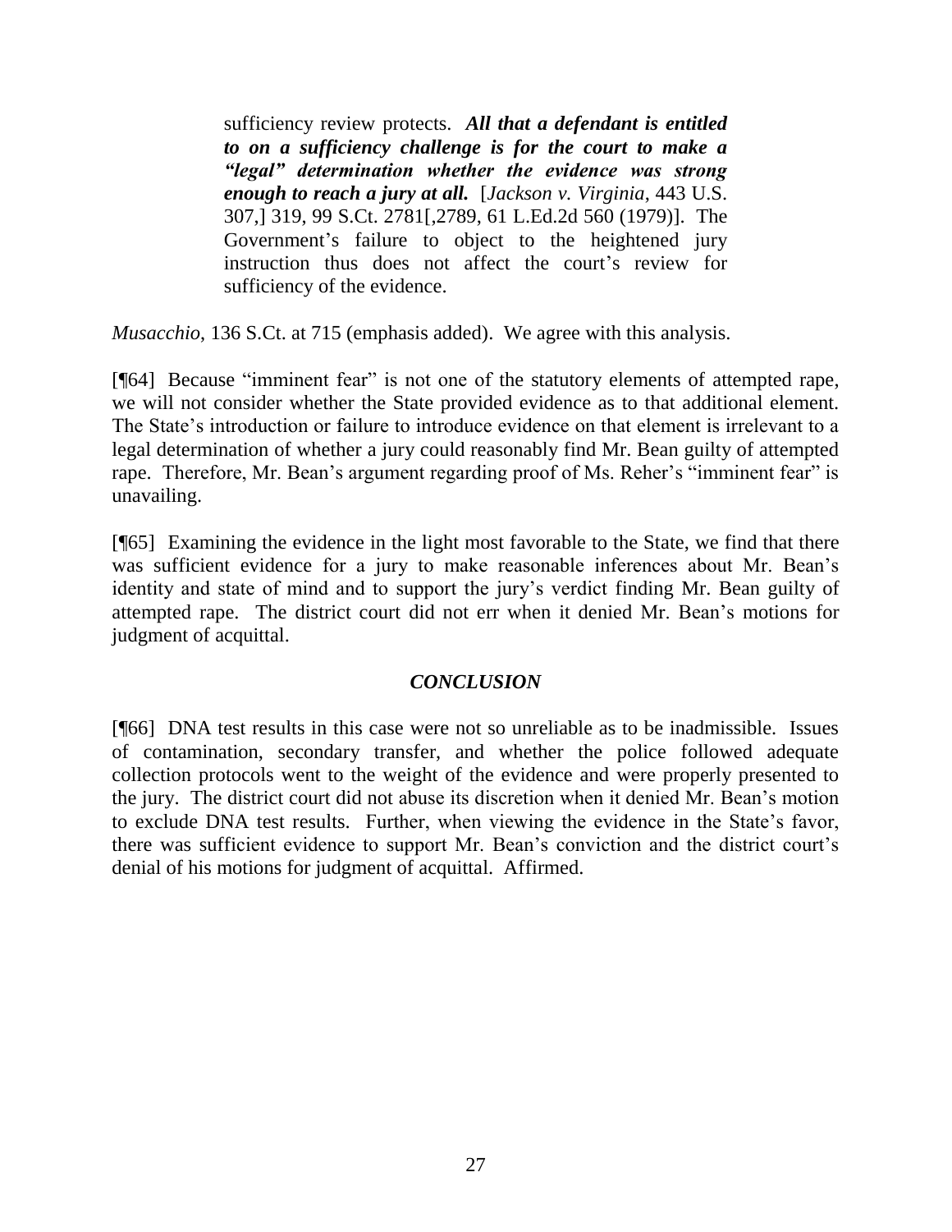> sufficiency review protects. ***All that a defendant is entitled to on a sufficiency challenge is for the court to make a "legal" determination whether the evidence was strong enough to reach a jury at all.*** [*Jackson v. Virginia*, 443 U.S. 307,] 319, 99 S.Ct. 2781[,2789, 61 L.Ed.2d 560 (1979)]. The Government's failure to object to the heightened jury instruction thus does not affect the court's review for sufficiency of the evidence.

*Musacchio*, 136 S.Ct. at 715 (emphasis added). We agree with this analysis.

[¶64] Because "imminent fear" is not one of the statutory elements of attempted rape, we will not consider whether the State provided evidence as to that additional element. The State's introduction or failure to introduce evidence on that element is irrelevant to a legal determination of whether a jury could reasonably find Mr. Bean guilty of attempted rape. Therefore, Mr. Bean's argument regarding proof of Ms. Reher's "imminent fear" is unavailing.

[¶65] Examining the evidence in the light most favorable to the State, we find that there was sufficient evidence for a jury to make reasonable inferences about Mr. Bean's identity and state of mind and to support the jury's verdict finding Mr. Bean guilty of attempted rape. The district court did not err when it denied Mr. Bean's motions for judgment of acquittal.

## *CONCLUSION*

[¶66] DNA test results in this case were not so unreliable as to be inadmissible. Issues of contamination, secondary transfer, and whether the police followed adequate collection protocols went to the weight of the evidence and were properly presented to the jury. The district court did not abuse its discretion when it denied Mr. Bean's motion to exclude DNA test results. Further, when viewing the evidence in the State's favor, there was sufficient evidence to support Mr. Bean's conviction and the district court's denial of his motions for judgment of acquittal. Affirmed.